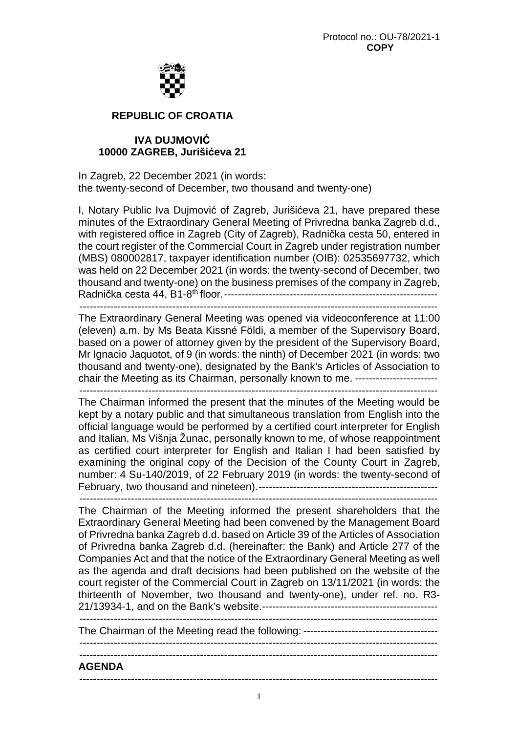Protocol no.: OU-78/2021-1
**COPY**

**REPUBLIC OF CROATIA**

**IVA DUJMOVIĆ**
**10000 ZAGREB, Jurišićeva 21**

In Zagreb, 22 December 2021 (in words: the twenty-second of December, two thousand and twenty-one)

I, Notary Public Iva Dujmović of Zagreb, Jurišićeva 21, have prepared these minutes of the Extraordinary General Meeting of Privredna banka Zagreb d.d., with registered office in Zagreb (City of Zagreb), Radnička cesta 50, entered in the court register of the Commercial Court in Zagreb under registration number (MBS) 080002817, taxpayer identification number (OIB): 02535697732, which was held on 22 December 2021 (in words: the twenty-second of December, two thousand and twenty-one) on the business premises of the company in Zagreb, Radnička cesta 44, B1-8th floor.---------------------------------------------------------------

The Extraordinary General Meeting was opened via videoconference at 11:00 (eleven) a.m. by Ms Beata Kissné Földi, a member of the Supervisory Board, based on a power of attorney given by the president of the Supervisory Board, Mr Ignacio Jaquotot, of 9 (in words: the ninth) of December 2021 (in words: two thousand and twenty-one), designated by the Bank's Articles of Association to chair the Meeting as its Chairman, personally known to me. ------------------------

The Chairman informed the present that the minutes of the Meeting would be kept by a notary public and that simultaneous translation from English into the official language would be performed by a certified court interpreter for English and Italian, Ms Višnja Žunac, personally known to me, of whose reappointment as certified court interpreter for English and Italian I had been satisfied by examining the original copy of the Decision of the County Court in Zagreb, number: 4 Su-140/2019, of 22 February 2019 (in words: the twenty-second of February, two thousand and nineteen).-----------------------------------------------------

The Chairman of the Meeting informed the present shareholders that the Extraordinary General Meeting had been convened by the Management Board of Privredna banka Zagreb d.d. based on Article 39 of the Articles of Association of Privredna banka Zagreb d.d. (hereinafter: the Bank) and Article 277 of the Companies Act and that the notice of the Extraordinary General Meeting as well as the agenda and draft decisions had been published on the website of the court register of the Commercial Court in Zagreb on 13/11/2021 (in words: the thirteenth of November, two thousand and twenty-one), under ref. no. R3-21/13934-1, and on the Bank's website.----------------------------------------------------

The Chairman of the Meeting read the following: ----------------------------------------

**AGENDA**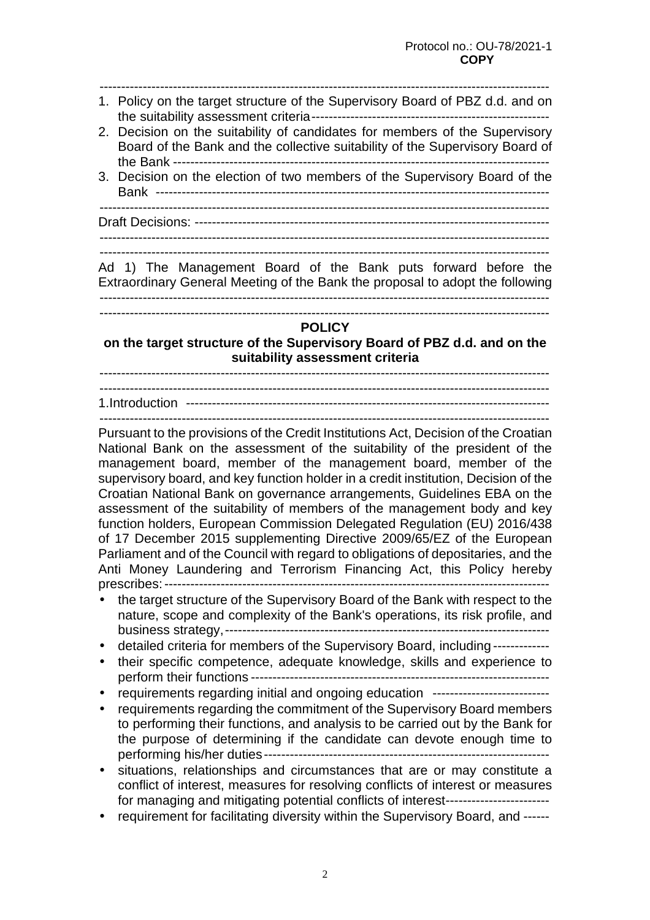Protocol no.: OU-78/2021-1
**COPY**

1. Policy on the target structure of the Supervisory Board of PBZ d.d. and on the suitability assessment criteria
2. Decision on the suitability of candidates for members of the Supervisory Board of the Bank and the collective suitability of the Supervisory Board of the Bank
3. Decision on the election of two members of the Supervisory Board of the Bank

Draft Decisions:

Ad 1) The Management Board of the Bank puts forward before the Extraordinary General Meeting of the Bank the proposal to adopt the following

**POLICY**

**on the target structure of the Supervisory Board of PBZ d.d. and on the suitability assessment criteria**

1.Introduction

Pursuant to the provisions of the Credit Institutions Act, Decision of the Croatian National Bank on the assessment of the suitability of the president of the management board, member of the management board, member of the supervisory board, and key function holder in a credit institution, Decision of the Croatian National Bank on governance arrangements, Guidelines EBA on the assessment of the suitability of members of the management body and key function holders, European Commission Delegated Regulation (EU) 2016/438 of 17 December 2015 supplementing Directive 2009/65/EZ of the European Parliament and of the Council with regard to obligations of depositaries, and the Anti Money Laundering and Terrorism Financing Act, this Policy hereby prescribes:

- the target structure of the Supervisory Board of the Bank with respect to the nature, scope and complexity of the Bank's operations, its risk profile, and business strategy,
- detailed criteria for members of the Supervisory Board, including
- their specific competence, adequate knowledge, skills and experience to perform their functions
- requirements regarding initial and ongoing education
- requirements regarding the commitment of the Supervisory Board members to performing their functions, and analysis to be carried out by the Bank for the purpose of determining if the candidate can devote enough time to performing his/her duties
- situations, relationships and circumstances that are or may constitute a conflict of interest, measures for resolving conflicts of interest or measures for managing and mitigating potential conflicts of interest
- requirement for facilitating diversity within the Supervisory Board, and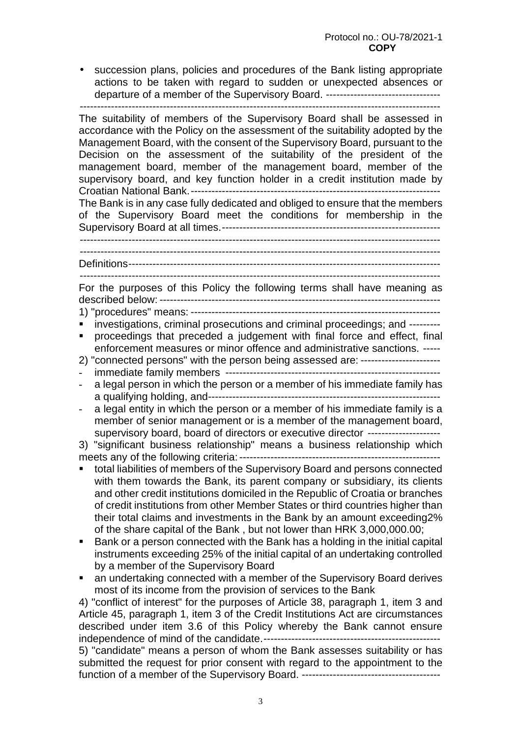Protocol no.: OU-78/2021-1
**COPY**

- succession plans, policies and procedures of the Bank listing appropriate actions to be taken with regard to sudden or unexpected absences or departure of a member of the Supervisory Board. ---------------------------------

-----------------------------------------------------------------------------------------------------

The suitability of members of the Supervisory Board shall be assessed in accordance with the Policy on the assessment of the suitability adopted by the Management Board, with the consent of the Supervisory Board, pursuant to the Decision on the assessment of the suitability of the president of the management board, member of the management board, member of the supervisory board, and key function holder in a credit institution made by Croatian National Bank.----------------------------------------------------------------------

The Bank is in any case fully dedicated and obliged to ensure that the members of the Supervisory Board meet the conditions for membership in the Supervisory Board at all times.---------------------------------------------------------------

-----------------------------------------------------------------------------------------------------

-----------------------------------------------------------------------------------------------------

Definitions------------------------------------------------------------------------------------------

-----------------------------------------------------------------------------------------------------

For the purposes of this Policy the following terms shall have meaning as described below: ---------------------------------------------------------------------------------

1) "procedures" means: ------------------------------------------------------------------------

- investigations, criminal prosecutions and criminal proceedings; and ---------
- proceedings that preceded a judgement with final force and effect, final enforcement measures or minor offence and administrative sanctions. -----

2) "connected persons" with the person being assessed are: -----------------------

- immediate family members --------------------------------------------------------------
- a legal person in which the person or a member of his immediate family has a qualifying holding, and-------------------------------------------------------------------
- a legal entity in which the person or a member of his immediate family is a member of senior management or is a member of the management board, supervisory board, board of directors or executive director ---------------------

3) "significant business relationship" means a business relationship which meets any of the following criteria: ---------------------------------------------------------

- total liabilities of members of the Supervisory Board and persons connected with them towards the Bank, its parent company or subsidiary, its clients and other credit institutions domiciled in the Republic of Croatia or branches of credit institutions from other Member States or third countries higher than their total claims and investments in the Bank by an amount exceeding2% of the share capital of the Bank , but not lower than HRK 3,000,000.00;
- Bank or a person connected with the Bank has a holding in the initial capital instruments exceeding 25% of the initial capital of an undertaking controlled by a member of the Supervisory Board
- an undertaking connected with a member of the Supervisory Board derives most of its income from the provision of services to the Bank

4) "conflict of interest" for the purposes of Article 38, paragraph 1, item 3 and Article 45, paragraph 1, item 3 of the Credit Institutions Act are circumstances described under item 3.6 of this Policy whereby the Bank cannot ensure independence of mind of the candidate.---------------------------------------------------

5) "candidate" means a person of whom the Bank assesses suitability or has submitted the request for prior consent with regard to the appointment to the function of a member of the Supervisory Board. ----------------------------------------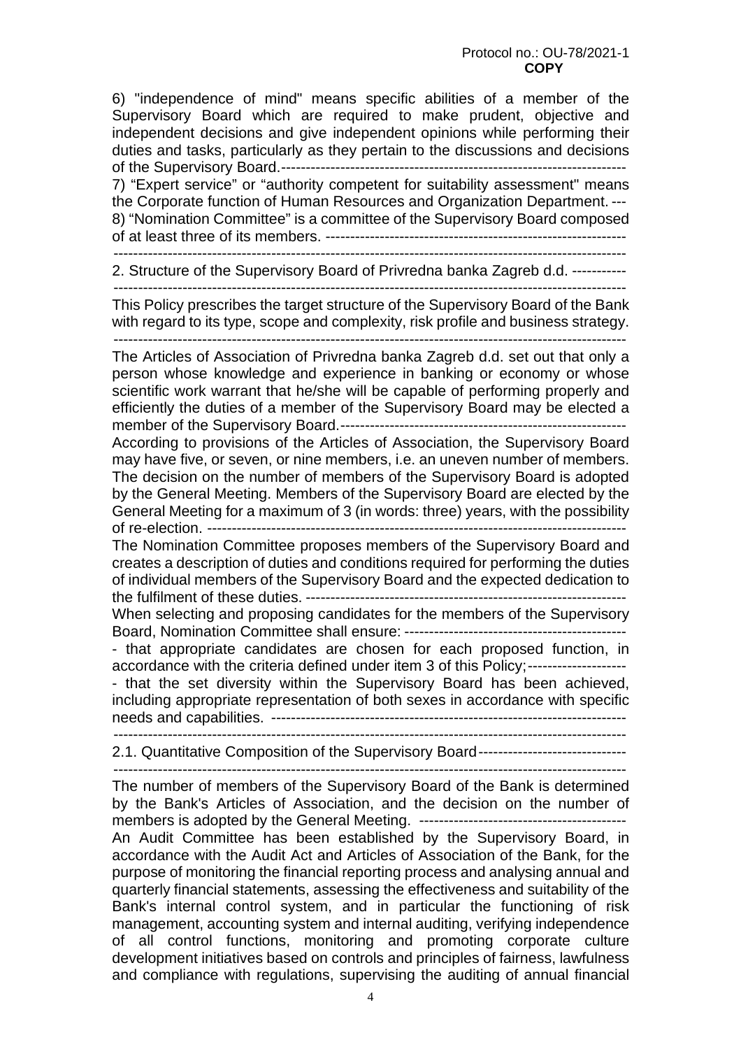6) "independence of mind" means specific abilities of a member of the Supervisory Board which are required to make prudent, objective and independent decisions and give independent opinions while performing their duties and tasks, particularly as they pertain to the discussions and decisions of the Supervisory Board.

7) "Expert service" or "authority competent for suitability assessment" means the Corporate function of Human Resources and Organization Department.

8) "Nomination Committee" is a committee of the Supervisory Board composed of at least three of its members.

## 2. Structure of the Supervisory Board of Privredna banka Zagreb d.d.

This Policy prescribes the target structure of the Supervisory Board of the Bank with regard to its type, scope and complexity, risk profile and business strategy.

The Articles of Association of Privredna banka Zagreb d.d. set out that only a person whose knowledge and experience in banking or economy or whose scientific work warrant that he/she will be capable of performing properly and efficiently the duties of a member of the Supervisory Board may be elected a member of the Supervisory Board.

According to provisions of the Articles of Association, the Supervisory Board may have five, or seven, or nine members, i.e. an uneven number of members. The decision on the number of members of the Supervisory Board is adopted by the General Meeting. Members of the Supervisory Board are elected by the General Meeting for a maximum of 3 (in words: three) years, with the possibility of re-election.

The Nomination Committee proposes members of the Supervisory Board and creates a description of duties and conditions required for performing the duties of individual members of the Supervisory Board and the expected dedication to the fulfilment of these duties.

When selecting and proposing candidates for the members of the Supervisory Board, Nomination Committee shall ensure:

- that appropriate candidates are chosen for each proposed function, in accordance with the criteria defined under item 3 of this Policy;
- that the set diversity within the Supervisory Board has been achieved, including appropriate representation of both sexes in accordance with specific needs and capabilities.

### 2.1. Quantitative Composition of the Supervisory Board

The number of members of the Supervisory Board of the Bank is determined by the Bank's Articles of Association, and the decision on the number of members is adopted by the General Meeting.

An Audit Committee has been established by the Supervisory Board, in accordance with the Audit Act and Articles of Association of the Bank, for the purpose of monitoring the financial reporting process and analysing annual and quarterly financial statements, assessing the effectiveness and suitability of the Bank's internal control system, and in particular the functioning of risk management, accounting system and internal auditing, verifying independence of all control functions, monitoring and promoting corporate culture development initiatives based on controls and principles of fairness, lawfulness and compliance with regulations, supervising the auditing of annual financial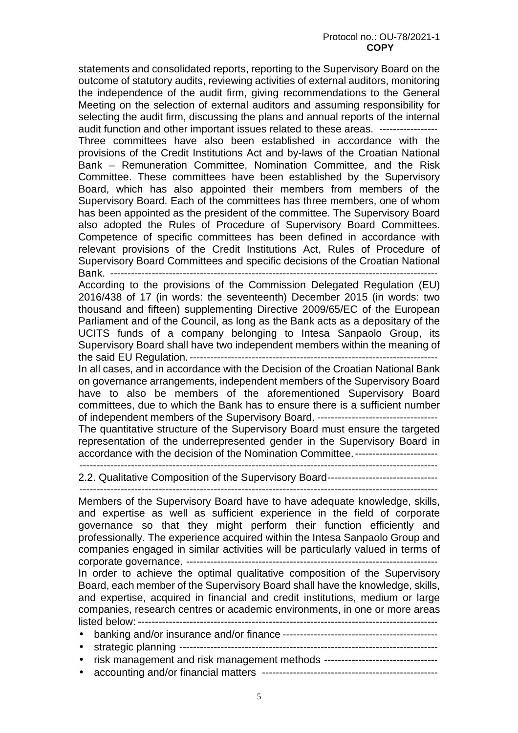statements and consolidated reports, reporting to the Supervisory Board on the outcome of statutory audits, reviewing activities of external auditors, monitoring the independence of the audit firm, giving recommendations to the General Meeting on the selection of external auditors and assuming responsibility for selecting the audit firm, discussing the plans and annual reports of the internal audit function and other important issues related to these areas. -----------------

Three committees have also been established in accordance with the provisions of the Credit Institutions Act and by-laws of the Croatian National Bank – Remuneration Committee, Nomination Committee, and the Risk Committee. These committees have been established by the Supervisory Board, which has also appointed their members from members of the Supervisory Board. Each of the committees has three members, one of whom has been appointed as the president of the committee. The Supervisory Board also adopted the Rules of Procedure of Supervisory Board Committees. Competence of specific committees has been defined in accordance with relevant provisions of the Credit Institutions Act, Rules of Procedure of Supervisory Board Committees and specific decisions of the Croatian National Bank. ----------------------------------------------------------------------------------------------

According to the provisions of the Commission Delegated Regulation (EU) 2016/438 of 17 (in words: the seventeenth) December 2015 (in words: two thousand and fifteen) supplementing Directive 2009/65/EC of the European Parliament and of the Council, as long as the Bank acts as a depositary of the UCITS funds of a company belonging to Intesa Sanpaolo Group, its Supervisory Board shall have two independent members within the meaning of the said EU Regulation. ------------------------------------------------------------------------

In all cases, and in accordance with the Decision of the Croatian National Bank on governance arrangements, independent members of the Supervisory Board have to also be members of the aforementioned Supervisory Board committees, due to which the Bank has to ensure there is a sufficient number of independent members of the Supervisory Board. -----------------------------------

The quantitative structure of the Supervisory Board must ensure the targeted representation of the underrepresented gender in the Supervisory Board in accordance with the decision of the Nomination Committee. ------------------------

-----------------------------------------------------------------------------------------------------

2.2. Qualitative Composition of the Supervisory Board--------------------------------

-----------------------------------------------------------------------------------------------------

Members of the Supervisory Board have to have adequate knowledge, skills, and expertise as well as sufficient experience in the field of corporate governance so that they might perform their function efficiently and professionally. The experience acquired within the Intesa Sanpaolo Group and companies engaged in similar activities will be particularly valued in terms of corporate governance. --------------------------------------------------------------------------

In order to achieve the optimal qualitative composition of the Supervisory Board, each member of the Supervisory Board shall have the knowledge, skills, and expertise, acquired in financial and credit institutions, medium or large companies, research centres or academic environments, in one or more areas listed below: -----------------------------------------------------------------------------------

- banking and/or insurance and/or finance ---------------------------------------------
- strategic planning ---------------------------------------------------------------------------
- risk management and risk management methods ---------------------------------
- accounting and/or financial matters ---------------------------------------------------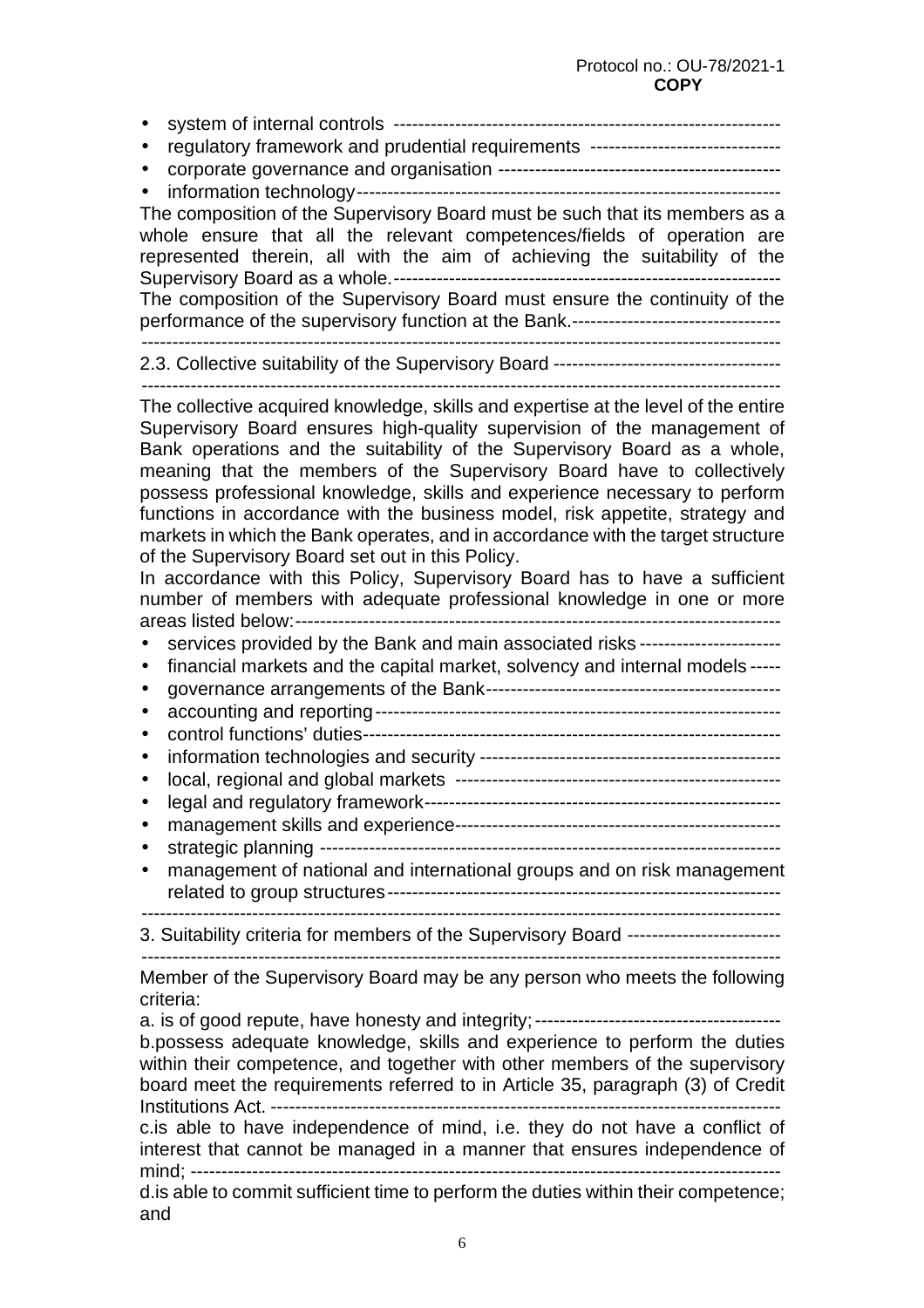Protocol no.: OU-78/2021-1
**COPY**

- system of internal controls ---------------------------------------------------------------
- regulatory framework and prudential requirements -------------------------------
- corporate governance and organisation ----------------------------------------------
- information technology---------------------------------------------------------------------

The composition of the Supervisory Board must be such that its members as a whole ensure that all the relevant competences/fields of operation are represented therein, all with the aim of achieving the suitability of the Supervisory Board as a whole.---------------------------------------------------------------

The composition of the Supervisory Board must ensure the continuity of the performance of the supervisory function at the Bank.----------------------------------

---------------------------------------------------------------------------------------------------------

2.3. Collective suitability of the Supervisory Board -------------------------------------

---------------------------------------------------------------------------------------------------------

The collective acquired knowledge, skills and expertise at the level of the entire Supervisory Board ensures high-quality supervision of the management of Bank operations and the suitability of the Supervisory Board as a whole, meaning that the members of the Supervisory Board have to collectively possess professional knowledge, skills and experience necessary to perform functions in accordance with the business model, risk appetite, strategy and markets in which the Bank operates, and in accordance with the target structure of the Supervisory Board set out in this Policy.

In accordance with this Policy, Supervisory Board has to have a sufficient number of members with adequate professional knowledge in one or more areas listed below:-------------------------------------------------------------------------------

- services provided by the Bank and main associated risks -----------------------
- financial markets and the capital market, solvency and internal models -----
- governance arrangements of the Bank-----------------------------------------------
- accounting and reporting------------------------------------------------------------------
- control functions' duties--------------------------------------------------------------------
- information technologies and security -------------------------------------------------
- local, regional and global markets -----------------------------------------------------
- legal and regulatory framework----------------------------------------------------------
- management skills and experience-----------------------------------------------------
- strategic planning --------------------------------------------------------------------------
- management of national and international groups and on risk management related to group structures----------------------------------------------------------------

---------------------------------------------------------------------------------------------------------

3. Suitability criteria for members of the Supervisory Board -------------------------

---------------------------------------------------------------------------------------------------------

Member of the Supervisory Board may be any person who meets the following criteria:

a. is of good repute, have honesty and integrity;---------------------------------------

b.possess adequate knowledge, skills and experience to perform the duties within their competence, and together with other members of the supervisory board meet the requirements referred to in Article 35, paragraph (3) of Credit Institutions Act. -------------------------------------------------------------------------------

c.is able to have independence of mind, i.e. they do not have a conflict of interest that cannot be managed in a manner that ensures independence of mind; -----------------------------------------------------------------------------------------------

d.is able to commit sufficient time to perform the duties within their competence; and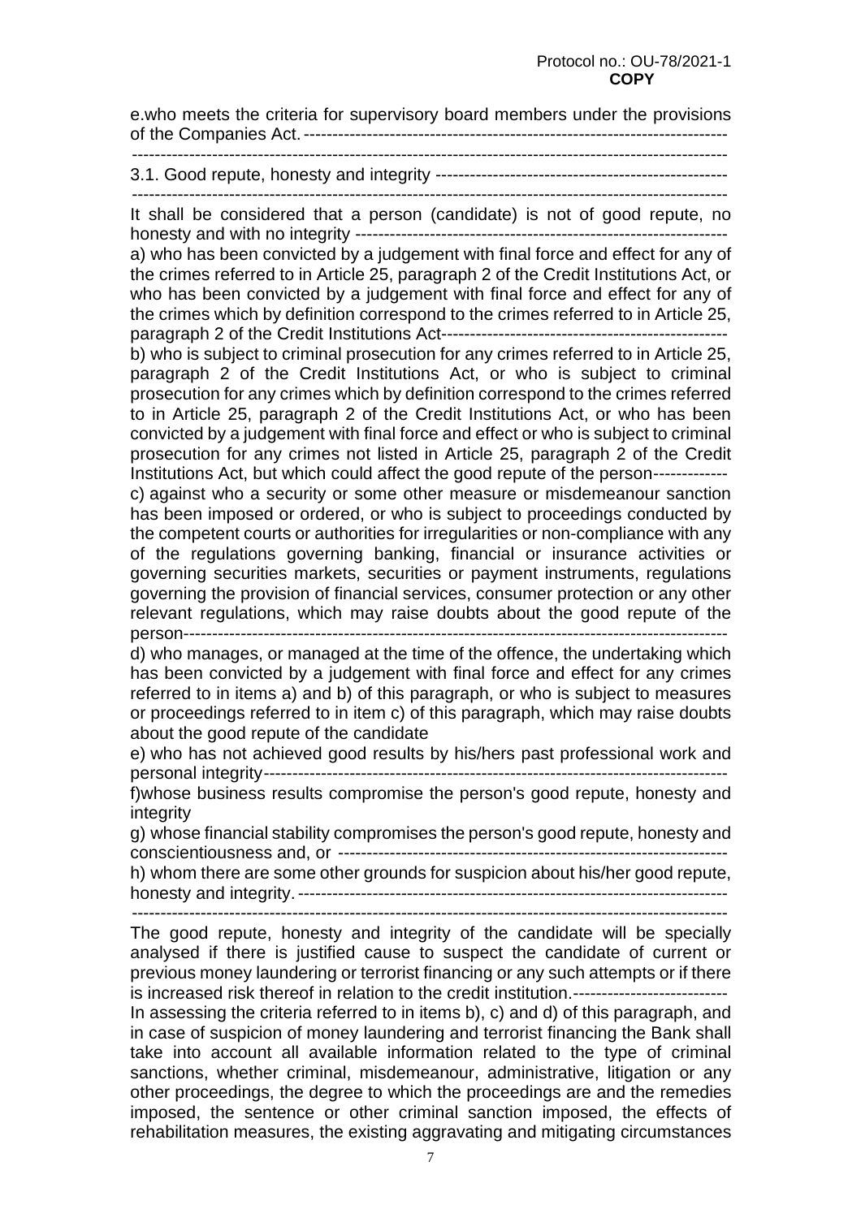Protocol no.: OU-78/2021-1
**COPY**

e.who meets the criteria for supervisory board members under the provisions of the Companies Act. ---------------------------------------------------------------------------

-------------------------------------------------------------------------------------------------------

3.1. Good repute, honesty and integrity ---------------------------------------------------

-------------------------------------------------------------------------------------------------------

It shall be considered that a person (candidate) is not of good repute, no honesty and with no integrity -----------------------------------------------------------------

a) who has been convicted by a judgement with final force and effect for any of the crimes referred to in Article 25, paragraph 2 of the Credit Institutions Act, or who has been convicted by a judgement with final force and effect for any of the crimes which by definition correspond to the crimes referred to in Article 25, paragraph 2 of the Credit Institutions Act--------------------------------------------------

b) who is subject to criminal prosecution for any crimes referred to in Article 25, paragraph 2 of the Credit Institutions Act, or who is subject to criminal prosecution for any crimes which by definition correspond to the crimes referred to in Article 25, paragraph 2 of the Credit Institutions Act, or who has been convicted by a judgement with final force and effect or who is subject to criminal prosecution for any crimes not listed in Article 25, paragraph 2 of the Credit Institutions Act, but which could affect the good repute of the person-------------

c) against who a security or some other measure or misdemeanour sanction has been imposed or ordered, or who is subject to proceedings conducted by the competent courts or authorities for irregularities or non-compliance with any of the regulations governing banking, financial or insurance activities or governing securities markets, securities or payment instruments, regulations governing the provision of financial services, consumer protection or any other relevant regulations, which may raise doubts about the good repute of the person----------------------------------------------------------------------------------------------

d) who manages, or managed at the time of the offence, the undertaking which has been convicted by a judgement with final force and effect for any crimes referred to in items a) and b) of this paragraph, or who is subject to measures or proceedings referred to in item c) of this paragraph, which may raise doubts about the good repute of the candidate

e) who has not achieved good results by his/hers past professional work and personal integrity---------------------------------------------------------------------------------

f)whose business results compromise the person's good repute, honesty and integrity

g) whose financial stability compromises the person's good repute, honesty and conscientiousness and, or -------------------------------------------------------------------

h) whom there are some other grounds for suspicion about his/her good repute, honesty and integrity. ---------------------------------------------------------------------------

-------------------------------------------------------------------------------------------------------

The good repute, honesty and integrity of the candidate will be specially analysed if there is justified cause to suspect the candidate of current or previous money laundering or terrorist financing or any such attempts or if there is increased risk thereof in relation to the credit institution.---------------------------

In assessing the criteria referred to in items b), c) and d) of this paragraph, and in case of suspicion of money laundering and terrorist financing the Bank shall take into account all available information related to the type of criminal sanctions, whether criminal, misdemeanour, administrative, litigation or any other proceedings, the degree to which the proceedings are and the remedies imposed, the sentence or other criminal sanction imposed, the effects of rehabilitation measures, the existing aggravating and mitigating circumstances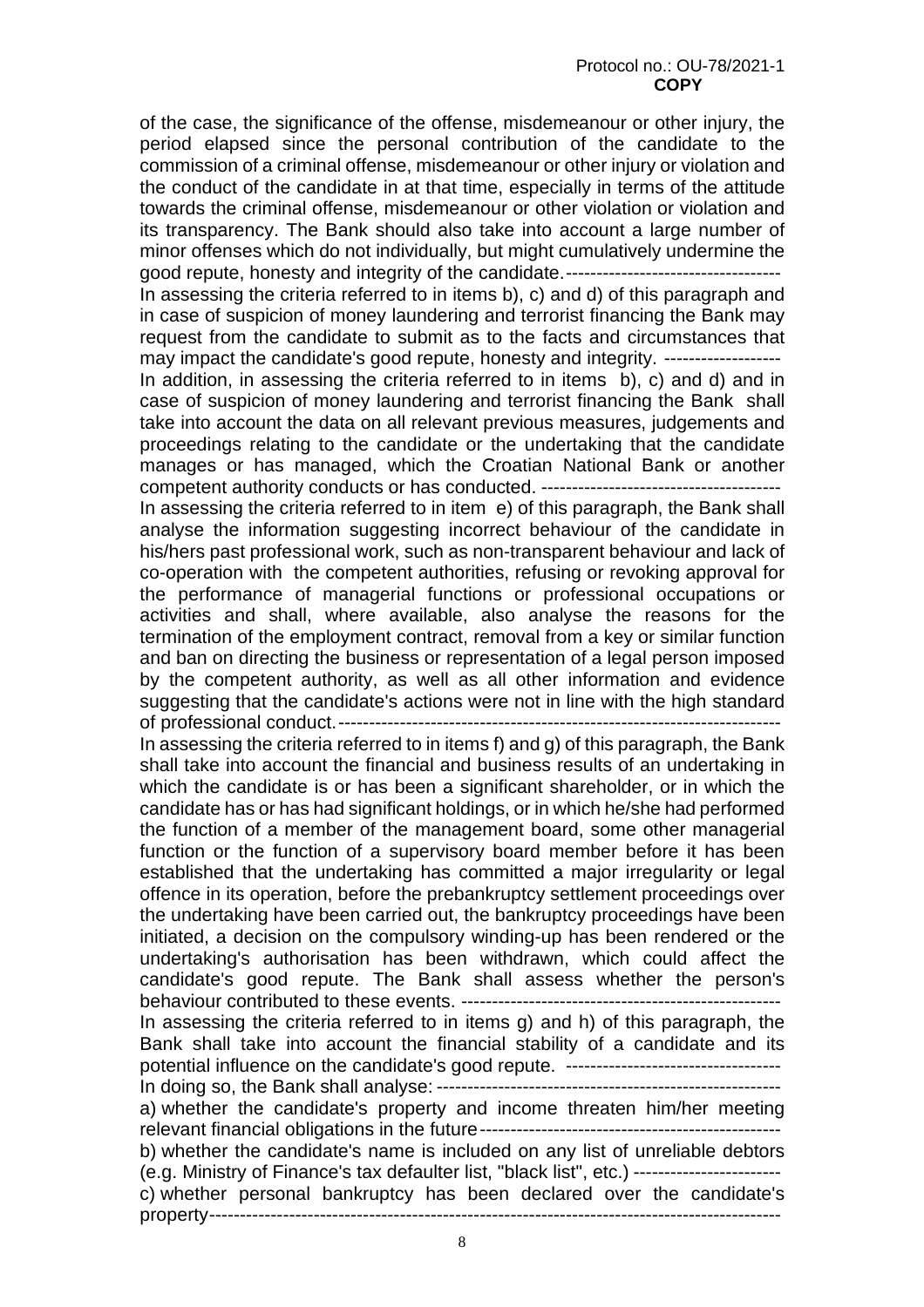of the case, the significance of the offense, misdemeanour or other injury, the period elapsed since the personal contribution of the candidate to the commission of a criminal offense, misdemeanour or other injury or violation and the conduct of the candidate in at that time, especially in terms of the attitude towards the criminal offense, misdemeanour or other violation or violation and its transparency. The Bank should also take into account a large number of minor offenses which do not individually, but might cumulatively undermine the good repute, honesty and integrity of the candidate.-----------------------------------

In assessing the criteria referred to in items b), c) and d) of this paragraph and in case of suspicion of money laundering and terrorist financing the Bank may request from the candidate to submit as to the facts and circumstances that may impact the candidate's good repute, honesty and integrity. -------------------

In addition, in assessing the criteria referred to in items b), c) and d) and in case of suspicion of money laundering and terrorist financing the Bank shall take into account the data on all relevant previous measures, judgements and proceedings relating to the candidate or the undertaking that the candidate manages or has managed, which the Croatian National Bank or another competent authority conducts or has conducted. ---------------------------------------

In assessing the criteria referred to in item e) of this paragraph, the Bank shall analyse the information suggesting incorrect behaviour of the candidate in his/hers past professional work, such as non-transparent behaviour and lack of co-operation with the competent authorities, refusing or revoking approval for the performance of managerial functions or professional occupations or activities and shall, where available, also analyse the reasons for the termination of the employment contract, removal from a key or similar function and ban on directing the business or representation of a legal person imposed by the competent authority, as well as all other information and evidence suggesting that the candidate's actions were not in line with the high standard of professional conduct.------------------------------------------------------------------------

In assessing the criteria referred to in items f) and g) of this paragraph, the Bank shall take into account the financial and business results of an undertaking in which the candidate is or has been a significant shareholder, or in which the candidate has or has had significant holdings, or in which he/she had performed the function of a member of the management board, some other managerial function or the function of a supervisory board member before it has been established that the undertaking has committed a major irregularity or legal offence in its operation, before the prebankruptcy settlement proceedings over the undertaking have been carried out, the bankruptcy proceedings have been initiated, a decision on the compulsory winding-up has been rendered or the undertaking's authorisation has been withdrawn, which could affect the candidate's good repute. The Bank shall assess whether the person's behaviour contributed to these events. ----------------------------------------------------

In assessing the criteria referred to in items g) and h) of this paragraph, the Bank shall take into account the financial stability of a candidate and its potential influence on the candidate's good repute. -----------------------------------

In doing so, the Bank shall analyse: --------------------------------------------------------

a) whether the candidate's property and income threaten him/her meeting relevant financial obligations in the future-------------------------------------------------

b) whether the candidate's name is included on any list of unreliable debtors (e.g. Ministry of Finance's tax defaulter list, "black list", etc.) ------------------------

c) whether personal bankruptcy has been declared over the candidate's property-----------------------------------------------------------------------------------------------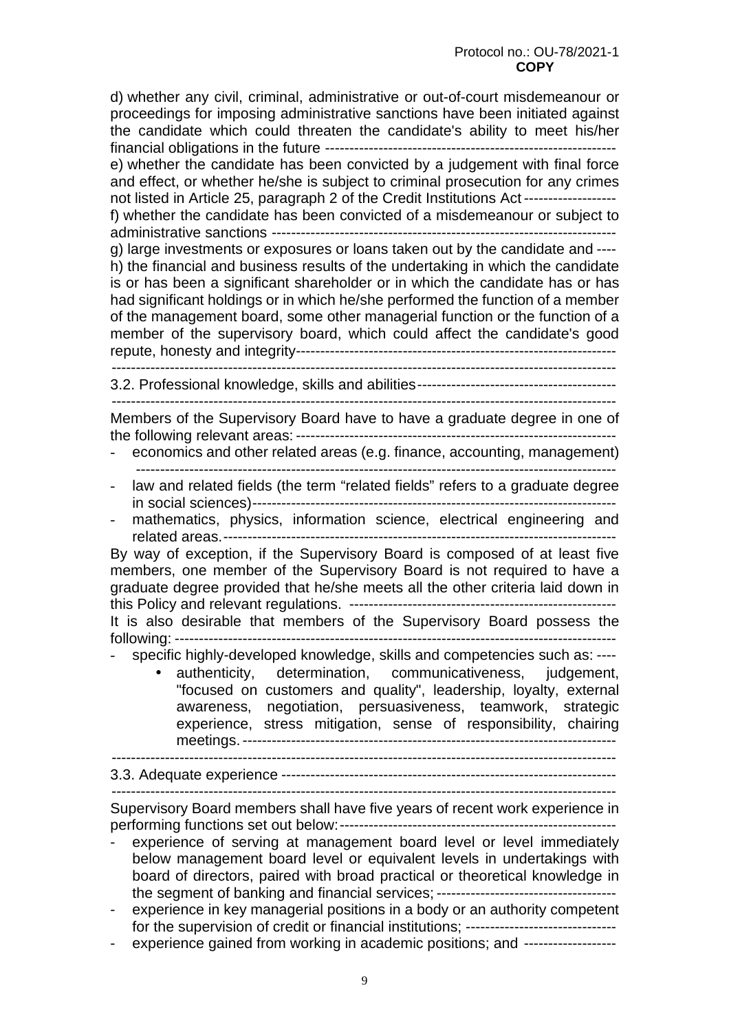Protocol no.: OU-78/2021-1
**COPY**

d) whether any civil, criminal, administrative or out-of-court misdemeanour or proceedings for imposing administrative sanctions have been initiated against the candidate which could threaten the candidate's ability to meet his/her financial obligations in the future

e) whether the candidate has been convicted by a judgement with final force and effect, or whether he/she is subject to criminal prosecution for any crimes not listed in Article 25, paragraph 2 of the Credit Institutions Act

f) whether the candidate has been convicted of a misdemeanour or subject to administrative sanctions

g) large investments or exposures or loans taken out by the candidate and

h) the financial and business results of the undertaking in which the candidate is or has been a significant shareholder or in which the candidate has or has had significant holdings or in which he/she performed the function of a member of the management board, some other managerial function or the function of a member of the supervisory board, which could affect the candidate's good repute, honesty and integrity

### 3.2. Professional knowledge, skills and abilities

Members of the Supervisory Board have to have a graduate degree in one of the following relevant areas:

- economics and other related areas (e.g. finance, accounting, management)
- law and related fields (the term "related fields" refers to a graduate degree in social sciences)
- mathematics, physics, information science, electrical engineering and related areas.

By way of exception, if the Supervisory Board is composed of at least five members, one member of the Supervisory Board is not required to have a graduate degree provided that he/she meets all the other criteria laid down in this Policy and relevant regulations.

It is also desirable that members of the Supervisory Board possess the following:

- specific highly-developed knowledge, skills and competencies such as:
  - authenticity, determination, communicativeness, judgement, "focused on customers and quality", leadership, loyalty, external awareness, negotiation, persuasiveness, teamwork, strategic experience, stress mitigation, sense of responsibility, chairing meetings.

### 3.3. Adequate experience

Supervisory Board members shall have five years of recent work experience in performing functions set out below:

- experience of serving at management board level or level immediately below management board level or equivalent levels in undertakings with board of directors, paired with broad practical or theoretical knowledge in the segment of banking and financial services;
- experience in key managerial positions in a body or an authority competent for the supervision of credit or financial institutions;
- experience gained from working in academic positions; and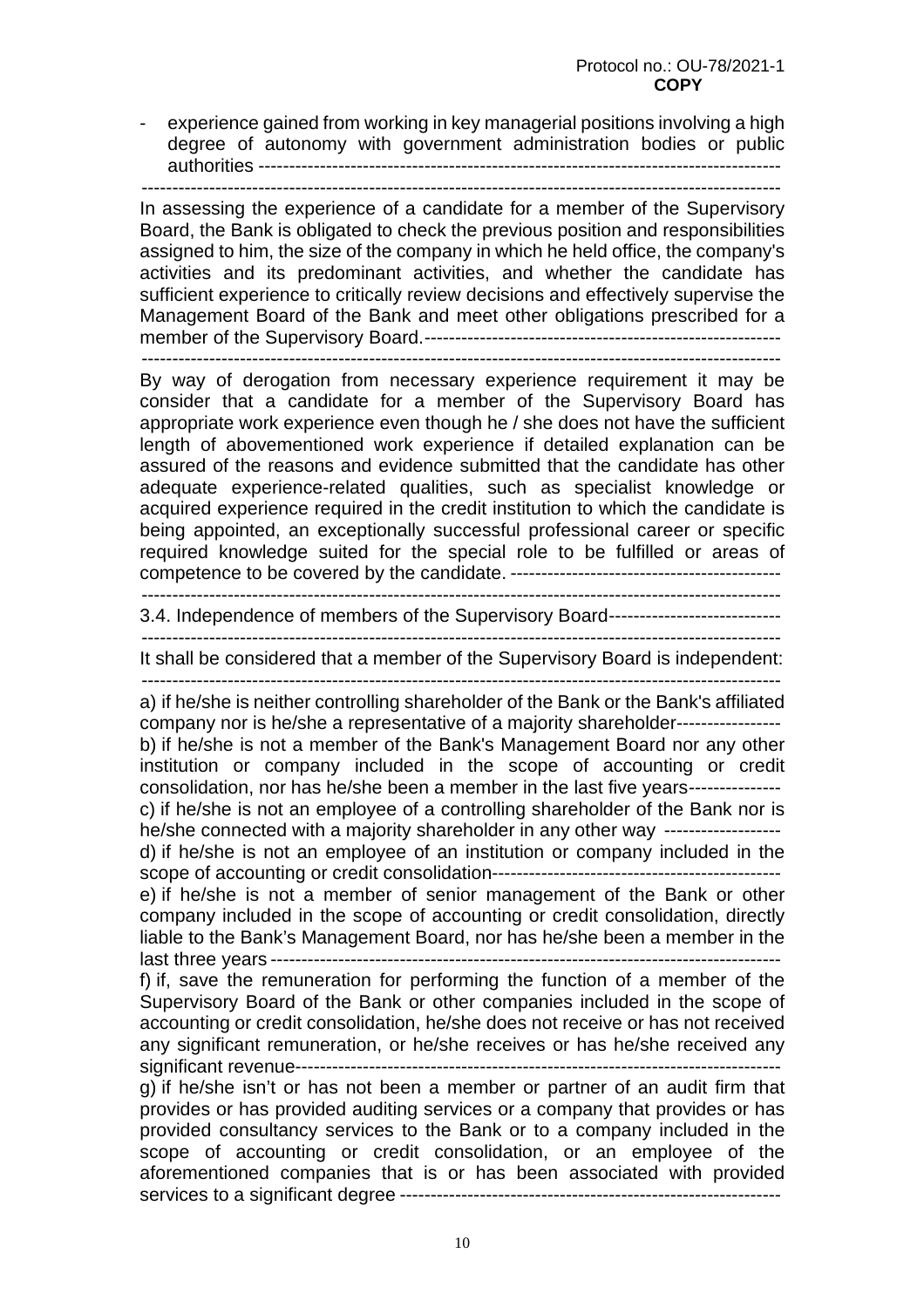- experience gained from working in key managerial positions involving a high degree of autonomy with government administration bodies or public authorities

In assessing the experience of a candidate for a member of the Supervisory Board, the Bank is obligated to check the previous position and responsibilities assigned to him, the size of the company in which he held office, the company's activities and its predominant activities, and whether the candidate has sufficient experience to critically review decisions and effectively supervise the Management Board of the Bank and meet other obligations prescribed for a member of the Supervisory Board.

By way of derogation from necessary experience requirement it may be consider that a candidate for a member of the Supervisory Board has appropriate work experience even though he / she does not have the sufficient length of abovementioned work experience if detailed explanation can be assured of the reasons and evidence submitted that the candidate has other adequate experience-related qualities, such as specialist knowledge or acquired experience required in the credit institution to which the candidate is being appointed, an exceptionally successful professional career or specific required knowledge suited for the special role to be fulfilled or areas of competence to be covered by the candidate.

3.4. Independence of members of the Supervisory Board

It shall be considered that a member of the Supervisory Board is independent:

a) if he/she is neither controlling shareholder of the Bank or the Bank's affiliated company nor is he/she a representative of a majority shareholder

b) if he/she is not a member of the Bank's Management Board nor any other institution or company included in the scope of accounting or credit consolidation, nor has he/she been a member in the last five years

c) if he/she is not an employee of a controlling shareholder of the Bank nor is he/she connected with a majority shareholder in any other way

d) if he/she is not an employee of an institution or company included in the scope of accounting or credit consolidation

e) if he/she is not a member of senior management of the Bank or other company included in the scope of accounting or credit consolidation, directly liable to the Bank's Management Board, nor has he/she been a member in the last three years

f) if, save the remuneration for performing the function of a member of the Supervisory Board of the Bank or other companies included in the scope of accounting or credit consolidation, he/she does not receive or has not received any significant remuneration, or he/she receives or has he/she received any significant revenue

g) if he/she isn't or has not been a member or partner of an audit firm that provides or has provided auditing services or a company that provides or has provided consultancy services to the Bank or to a company included in the scope of accounting or credit consolidation, or an employee of the aforementioned companies that is or has been associated with provided services to a significant degree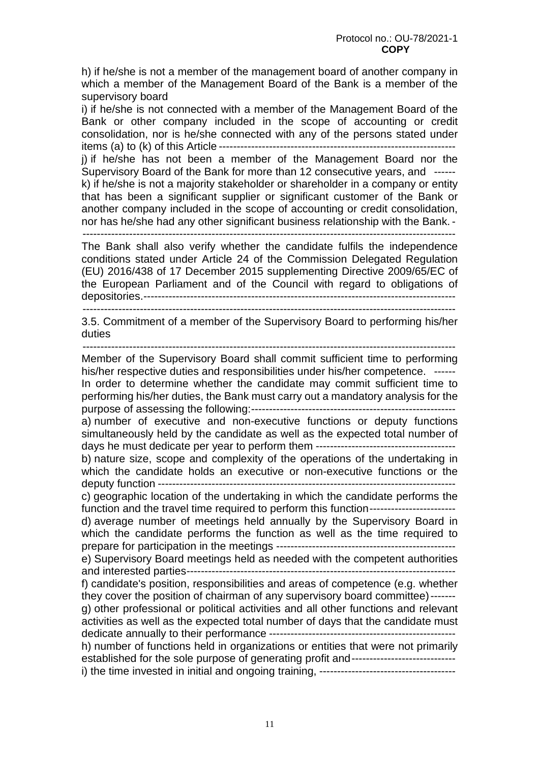h) if he/she is not a member of the management board of another company in which a member of the Management Board of the Bank is a member of the supervisory board

i) if he/she is not connected with a member of the Management Board of the Bank or other company included in the scope of accounting or credit consolidation, nor is he/she connected with any of the persons stated under items (a) to (k) of this Article ------------------------------------------------------------------

j) if he/she has not been a member of the Management Board nor the Supervisory Board of the Bank for more than 12 consecutive years, and ------

k) if he/she is not a majority stakeholder or shareholder in a company or entity that has been a significant supplier or significant customer of the Bank or another company included in the scope of accounting or credit consolidation, nor has he/she had any other significant business relationship with the Bank. -

------------------------------------------------------------------------------------------------------

The Bank shall also verify whether the candidate fulfils the independence conditions stated under Article 24 of the Commission Delegated Regulation (EU) 2016/438 of 17 December 2015 supplementing Directive 2009/65/EC of the European Parliament and of the Council with regard to obligations of depositories.----------------------------------------------------------------------------------------

------------------------------------------------------------------------------------------------------

3.5. Commitment of a member of the Supervisory Board to performing his/her duties

------------------------------------------------------------------------------------------------------

Member of the Supervisory Board shall commit sufficient time to performing his/her respective duties and responsibilities under his/her competence. ------

In order to determine whether the candidate may commit sufficient time to performing his/her duties, the Bank must carry out a mandatory analysis for the purpose of assessing the following:--------------------------------------------------------

a) number of executive and non-executive functions or deputy functions simultaneously held by the candidate as well as the expected total number of days he must dedicate per year to perform them ---------------------------------------

b) nature size, scope and complexity of the operations of the undertaking in which the candidate holds an executive or non-executive functions or the deputy function ----------------------------------------------------------------------------------

c) geographic location of the undertaking in which the candidate performs the function and the travel time required to perform this function------------------------

d) average number of meetings held annually by the Supervisory Board in which the candidate performs the function as well as the time required to prepare for participation in the meetings --------------------------------------------------

e) Supervisory Board meetings held as needed with the competent authorities and interested parties---------------------------------------------------------------------------

f) candidate's position, responsibilities and areas of competence (e.g. whether they cover the position of chairman of any supervisory board committee)-------

g) other professional or political activities and all other functions and relevant activities as well as the expected total number of days that the candidate must dedicate annually to their performance ----------------------------------------------------

h) number of functions held in organizations or entities that were not primarily established for the sole purpose of generating profit and-----------------------------

i) the time invested in initial and ongoing training, --------------------------------------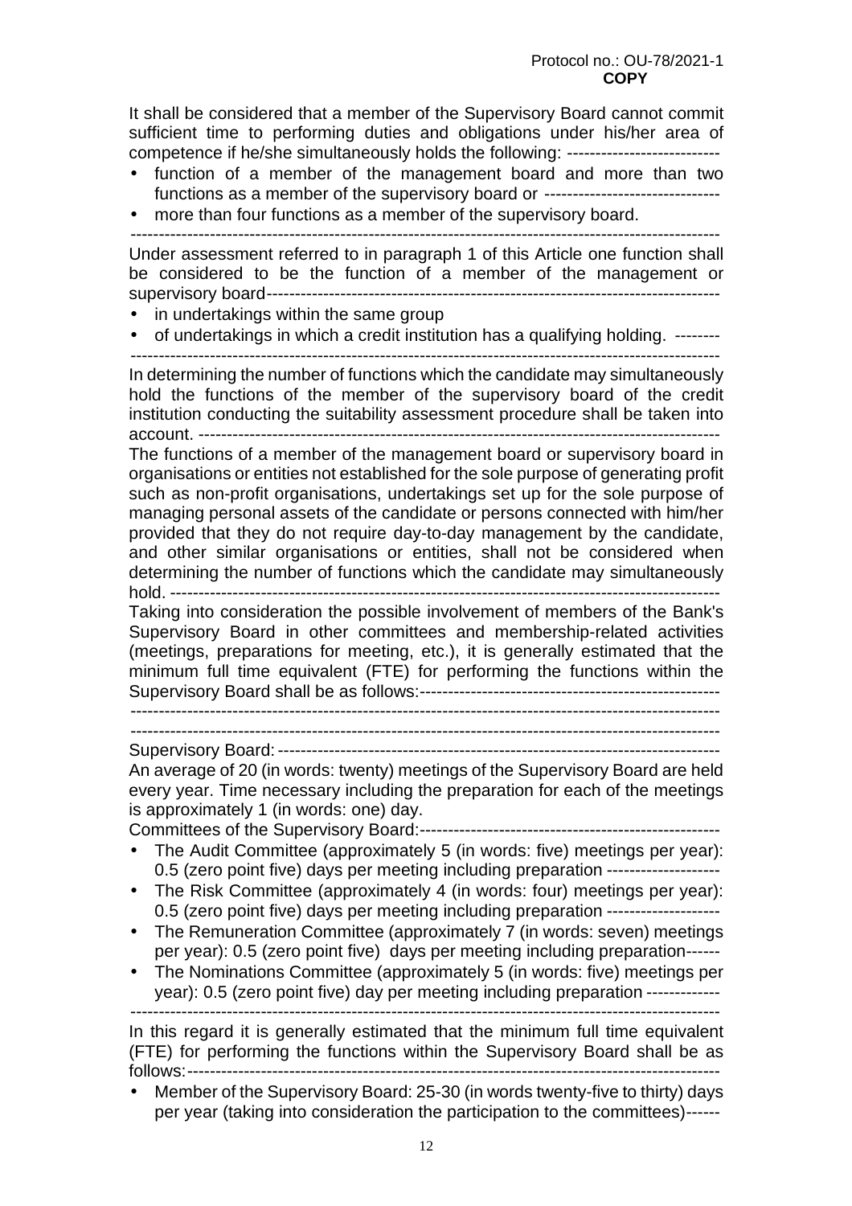It shall be considered that a member of the Supervisory Board cannot commit sufficient time to performing duties and obligations under his/her area of competence if he/she simultaneously holds the following: ---------------------------

- function of a member of the management board and more than two functions as a member of the supervisory board or -------------------------------
- more than four functions as a member of the supervisory board.

----------------------------------------------------------------------------------------------------

Under assessment referred to in paragraph 1 of this Article one function shall be considered to be the function of a member of the management or supervisory board---------------------------------------------------------------------------------

- in undertakings within the same group
- of undertakings in which a credit institution has a qualifying holding. --------

----------------------------------------------------------------------------------------------------

In determining the number of functions which the candidate may simultaneously hold the functions of the member of the supervisory board of the credit institution conducting the suitability assessment procedure shall be taken into account. ----------------------------------------------------------------------------------------

The functions of a member of the management board or supervisory board in organisations or entities not established for the sole purpose of generating profit such as non-profit organisations, undertakings set up for the sole purpose of managing personal assets of the candidate or persons connected with him/her provided that they do not require day-to-day management by the candidate, and other similar organisations or entities, shall not be considered when determining the number of functions which the candidate may simultaneously hold. ---------------------------------------------------------------------------------------------

Taking into consideration the possible involvement of members of the Bank's Supervisory Board in other committees and membership-related activities (meetings, preparations for meeting, etc.), it is generally estimated that the minimum full time equivalent (FTE) for performing the functions within the Supervisory Board shall be as follows:-----------------------------------------------------

----------------------------------------------------------------------------------------------------

----------------------------------------------------------------------------------------------------

Supervisory Board: ------------------------------------------------------------------------------

An average of 20 (in words: twenty) meetings of the Supervisory Board are held every year. Time necessary including the preparation for each of the meetings is approximately 1 (in words: one) day.

Committees of the Supervisory Board:-----------------------------------------------------

- The Audit Committee (approximately 5 (in words: five) meetings per year): 0.5 (zero point five) days per meeting including preparation -------------------
- The Risk Committee (approximately 4 (in words: four) meetings per year): 0.5 (zero point five) days per meeting including preparation --------------------
- The Remuneration Committee (approximately 7 (in words: seven) meetings per year): 0.5 (zero point five) days per meeting including preparation------
- The Nominations Committee (approximately 5 (in words: five) meetings per year): 0.5 (zero point five) day per meeting including preparation -------------

----------------------------------------------------------------------------------------------------

In this regard it is generally estimated that the minimum full time equivalent (FTE) for performing the functions within the Supervisory Board shall be as follows:-----------------------------------------------------------------------------------------

- Member of the Supervisory Board: 25-30 (in words twenty-five to thirty) days per year (taking into consideration the participation to the committees)------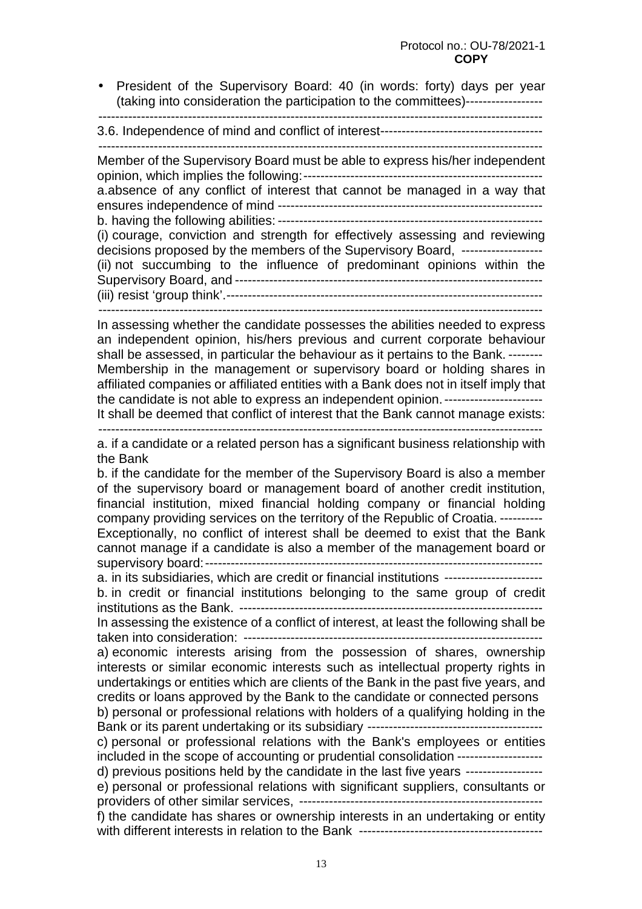- President of the Supervisory Board: 40 (in words: forty) days per year (taking into consideration the participation to the committees)------------------

---------------------------------------------------------------------------------------------------------

3.6. Independence of mind and conflict of interest--------------------------------------

---------------------------------------------------------------------------------------------------------

Member of the Supervisory Board must be able to express his/her independent opinion, which implies the following:---------------------------------------------------------

a.absence of any conflict of interest that cannot be managed in a way that ensures independence of mind -------------------------------------------------------------

b. having the following abilities: --------------------------------------------------------------

(i) courage, conviction and strength for effectively assessing and reviewing decisions proposed by the members of the Supervisory Board, -------------------

(ii) not succumbing to the influence of predominant opinions within the Supervisory Board, and ------------------------------------------------------------------------

(iii) resist 'group think'.----------------------------------------------------------------------------

---------------------------------------------------------------------------------------------------------

In assessing whether the candidate possesses the abilities needed to express an independent opinion, his/hers previous and current corporate behaviour shall be assessed, in particular the behaviour as it pertains to the Bank. --------

Membership in the management or supervisory board or holding shares in affiliated companies or affiliated entities with a Bank does not in itself imply that the candidate is not able to express an independent opinion. -----------------------

It shall be deemed that conflict of interest that the Bank cannot manage exists:

---------------------------------------------------------------------------------------------------------

a. if a candidate or a related person has a significant business relationship with the Bank

b. if the candidate for the member of the Supervisory Board is also a member of the supervisory board or management board of another credit institution, financial institution, mixed financial holding company or financial holding company providing services on the territory of the Republic of Croatia. ----------

Exceptionally, no conflict of interest shall be deemed to exist that the Bank cannot manage if a candidate is also a member of the management board or supervisory board:-------------------------------------------------------------------------------

a. in its subsidiaries, which are credit or financial institutions -----------------------

b. in credit or financial institutions belonging to the same group of credit institutions as the Bank. ----------------------------------------------------------------------

In assessing the existence of a conflict of interest, at least the following shall be taken into consideration: ---------------------------------------------------------------------

a) economic interests arising from the possession of shares, ownership interests or similar economic interests such as intellectual property rights in undertakings or entities which are clients of the Bank in the past five years, and credits or loans approved by the Bank to the candidate or connected persons

b) personal or professional relations with holders of a qualifying holding in the Bank or its parent undertaking or its subsidiary -----------------------------------------

c) personal or professional relations with the Bank's employees or entities included in the scope of accounting or prudential consolidation --------------------

d) previous positions held by the candidate in the last five years ------------------

e) personal or professional relations with significant suppliers, consultants or providers of other similar services, ---------------------------------------------------------

f) the candidate has shares or ownership interests in an undertaking or entity with different interests in relation to the Bank -------------------------------------------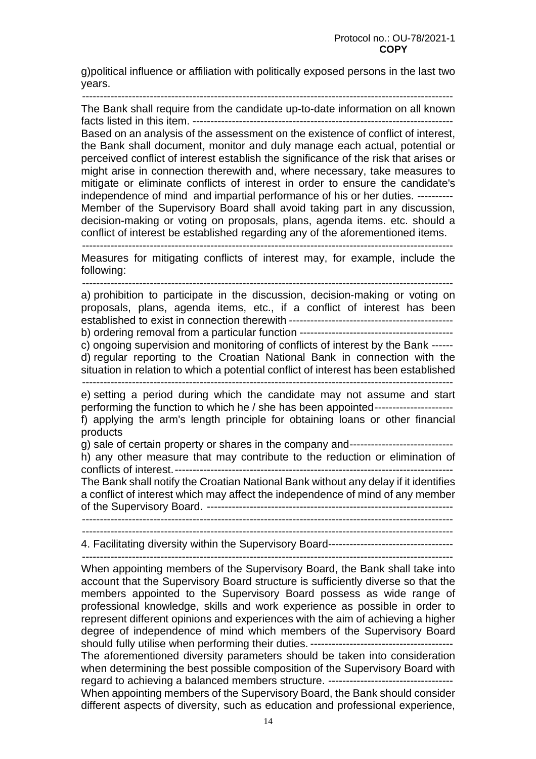g)political influence or affiliation with politically exposed persons in the last two years.

----------------------------------------------------------------------------------------------------------

The Bank shall require from the candidate up-to-date information on all known facts listed in this item. --------------------------------------------------------------------------

Based on an analysis of the assessment on the existence of conflict of interest, the Bank shall document, monitor and duly manage each actual, potential or perceived conflict of interest establish the significance of the risk that arises or might arise in connection therewith and, where necessary, take measures to mitigate or eliminate conflicts of interest in order to ensure the candidate's independence of mind and impartial performance of his or her duties. ----------

Member of the Supervisory Board shall avoid taking part in any discussion, decision-making or voting on proposals, plans, agenda items. etc. should a conflict of interest be established regarding any of the aforementioned items.

----------------------------------------------------------------------------------------------------------

Measures for mitigating conflicts of interest may, for example, include the following:

----------------------------------------------------------------------------------------------------------

a) prohibition to participate in the discussion, decision-making or voting on proposals, plans, agenda items, etc., if a conflict of interest has been established to exist in connection therewith ----------------------------------------------

b) ordering removal from a particular function --------------------------------------------

c) ongoing supervision and monitoring of conflicts of interest by the Bank ------

d) regular reporting to the Croatian National Bank in connection with the situation in relation to which a potential conflict of interest has been established

----------------------------------------------------------------------------------------------------------

e) setting a period during which the candidate may not assume and start performing the function to which he / she has been appointed----------------------

f) applying the arm's length principle for obtaining loans or other financial products

g) sale of certain property or shares in the company and-----------------------------

h) any other measure that may contribute to the reduction or elimination of conflicts of interest.------------------------------------------------------------------------------

The Bank shall notify the Croatian National Bank without any delay if it identifies a conflict of interest which may affect the independence of mind of any member of the Supervisory Board. ---------------------------------------------------------------------

----------------------------------------------------------------------------------------------------------

----------------------------------------------------------------------------------------------------------

4. Facilitating diversity within the Supervisory Board-----------------------------------

----------------------------------------------------------------------------------------------------------

When appointing members of the Supervisory Board, the Bank shall take into account that the Supervisory Board structure is sufficiently diverse so that the members appointed to the Supervisory Board possess as wide range of professional knowledge, skills and work experience as possible in order to represent different opinions and experiences with the aim of achieving a higher degree of independence of mind which members of the Supervisory Board should fully utilise when performing their duties. ----------------------------------------

The aforementioned diversity parameters should be taken into consideration when determining the best possible composition of the Supervisory Board with regard to achieving a balanced members structure. -----------------------------------

When appointing members of the Supervisory Board, the Bank should consider different aspects of diversity, such as education and professional experience,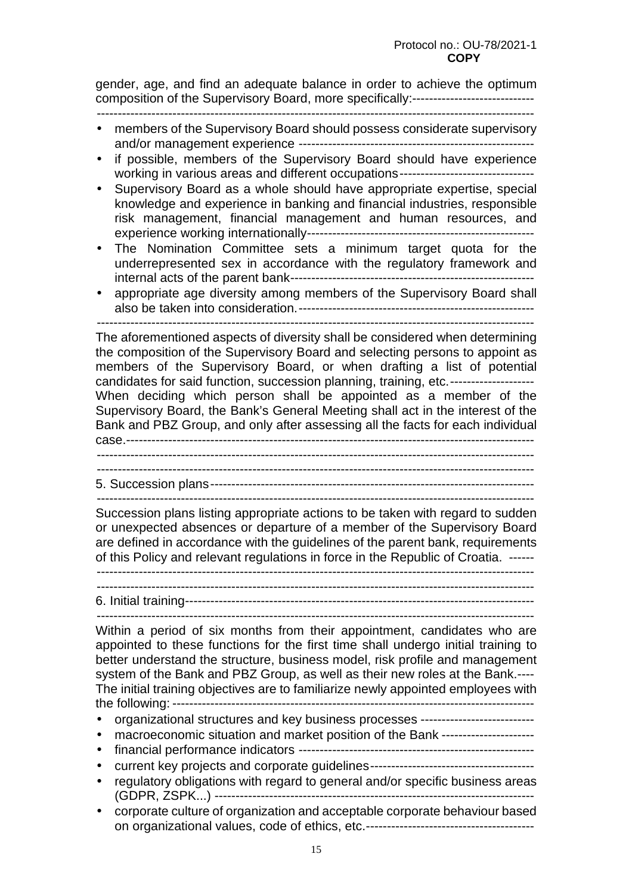gender, age, and find an adequate balance in order to achieve the optimum composition of the Supervisory Board, more specifically:------------------------------
-----------------------------------------------------------------------------------------------------

- members of the Supervisory Board should possess considerate supervisory and/or management experience --------------------------------------------------------
- if possible, members of the Supervisory Board should have experience working in various areas and different occupations--------------------------------
- Supervisory Board as a whole should have appropriate expertise, special knowledge and experience in banking and financial industries, responsible risk management, financial management and human resources, and experience working internationally-------------------------------------------------------
- The Nomination Committee sets a minimum target quota for the underrepresented sex in accordance with the regulatory framework and internal acts of the parent bank---------------------------------------------------------
- appropriate age diversity among members of the Supervisory Board shall also be taken into consideration.---------------------------------------------------------

-----------------------------------------------------------------------------------------------------

The aforementioned aspects of diversity shall be considered when determining the composition of the Supervisory Board and selecting persons to appoint as members of the Supervisory Board, or when drafting a list of potential candidates for said function, succession planning, training, etc.--------------------
When deciding which person shall be appointed as a member of the Supervisory Board, the Bank's General Meeting shall act in the interest of the Bank and PBZ Group, and only after assessing all the facts for each individual case.----------------------------------------------------------------------------------------------
-----------------------------------------------------------------------------------------------------
-----------------------------------------------------------------------------------------------------

5. Succession plans-----------------------------------------------------------------------------
-----------------------------------------------------------------------------------------------------

Succession plans listing appropriate actions to be taken with regard to sudden or unexpected absences or departure of a member of the Supervisory Board are defined in accordance with the guidelines of the parent bank, requirements of this Policy and relevant regulations in force in the Republic of Croatia. ------
-----------------------------------------------------------------------------------------------------
-----------------------------------------------------------------------------------------------------

6. Initial training------------------------------------------------------------------------------------
-----------------------------------------------------------------------------------------------------

Within a period of six months from their appointment, candidates who are appointed to these functions for the first time shall undergo initial training to better understand the structure, business model, risk profile and management system of the Bank and PBZ Group, as well as their new roles at the Bank.----
The initial training objectives are to familiarize newly appointed employees with the following: -------------------------------------------------------------------------------

- organizational structures and key business processes ---------------------------
- macroeconomic situation and market position of the Bank ----------------------
- financial performance indicators --------------------------------------------------------
- current key projects and corporate guidelines---------------------------------------
- regulatory obligations with regard to general and/or specific business areas (GDPR, ZSPK...) ---------------------------------------------------------------------------
- corporate culture of organization and acceptable corporate behaviour based on organizational values, code of ethics, etc.----------------------------------------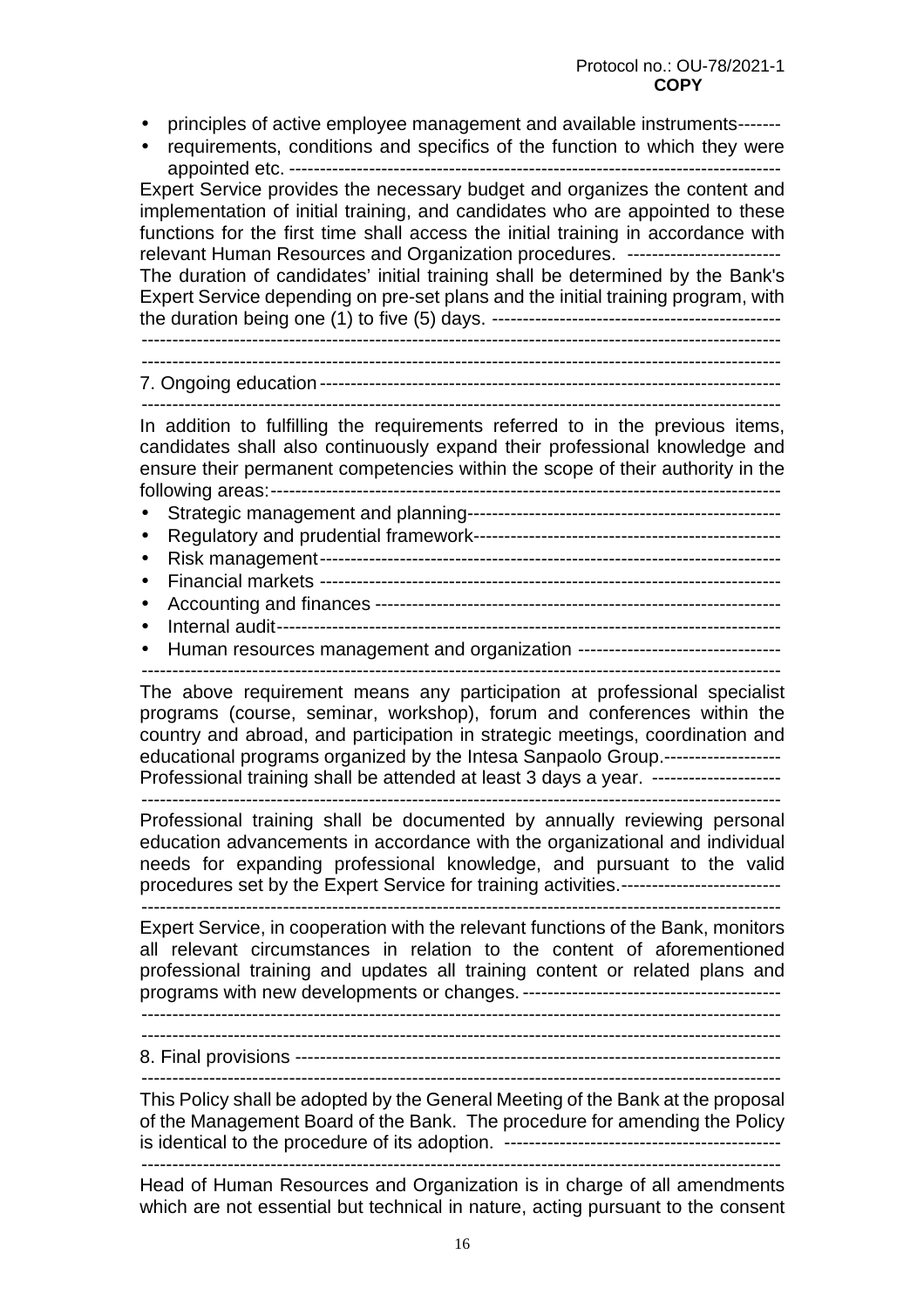- principles of active employee management and available instruments-------
- requirements, conditions and specifics of the function to which they were appointed etc. --------------------------------------------------------------------------------

Expert Service provides the necessary budget and organizes the content and implementation of initial training, and candidates who are appointed to these functions for the first time shall access the initial training in accordance with relevant Human Resources and Organization procedures. -------------------------

The duration of candidates' initial training shall be determined by the Bank's Expert Service depending on pre-set plans and the initial training program, with the duration being one (1) to five (5) days. -----------------------------------------------

----------------------------------------------------------------------------------------------------

----------------------------------------------------------------------------------------------------

7. Ongoing education --------------------------------------------------------------------------

----------------------------------------------------------------------------------------------------

In addition to fulfilling the requirements referred to in the previous items, candidates shall also continuously expand their professional knowledge and ensure their permanent competencies within the scope of their authority in the following areas:-----------------------------------------------------------------------------------

- Strategic management and planning---------------------------------------------------
- Regulatory and prudential framework--------------------------------------------------
- Risk management----------------------------------------------------------------------------
- Financial markets ---------------------------------------------------------------------------
- Accounting and finances -----------------------------------------------------------------
- Internal audit---------------------------------------------------------------------------------
- Human resources management and organization ---------------------------------

----------------------------------------------------------------------------------------------------

The above requirement means any participation at professional specialist programs (course, seminar, workshop), forum and conferences within the country and abroad, and participation in strategic meetings, coordination and educational programs organized by the Intesa Sanpaolo Group.-------------------

Professional training shall be attended at least 3 days a year. ---------------------

----------------------------------------------------------------------------------------------------

Professional training shall be documented by annually reviewing personal education advancements in accordance with the organizational and individual needs for expanding professional knowledge, and pursuant to the valid procedures set by the Expert Service for training activities.--------------------------

----------------------------------------------------------------------------------------------------

Expert Service, in cooperation with the relevant functions of the Bank, monitors all relevant circumstances in relation to the content of aforementioned professional training and updates all training content or related plans and programs with new developments or changes. -----------------------------------------

----------------------------------------------------------------------------------------------------

----------------------------------------------------------------------------------------------------

8. Final provisions -------------------------------------------------------------------------------

----------------------------------------------------------------------------------------------------

This Policy shall be adopted by the General Meeting of the Bank at the proposal of the Management Board of the Bank. The procedure for amending the Policy is identical to the procedure of its adoption. ---------------------------------------------

----------------------------------------------------------------------------------------------------

Head of Human Resources and Organization is in charge of all amendments which are not essential but technical in nature, acting pursuant to the consent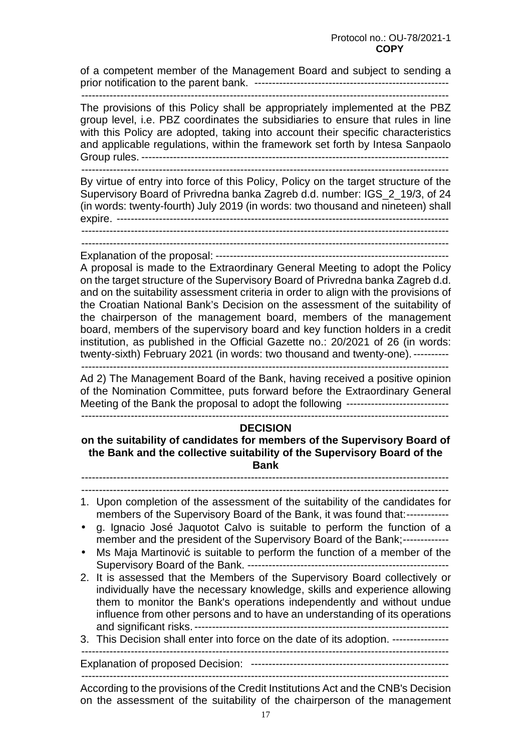Protocol no.: OU-78/2021-1
**COPY**

of a competent member of the Management Board and subject to sending a prior notification to the parent bank. ----------------------------------------------------
----------------------------------------------------------------------------------------------------
The provisions of this Policy shall be appropriately implemented at the PBZ group level, i.e. PBZ coordinates the subsidiaries to ensure that rules in line with this Policy are adopted, taking into account their specific characteristics and applicable regulations, within the framework set forth by Intesa Sanpaolo Group rules. ----------------------------------------------------------------------------------
----------------------------------------------------------------------------------------------------
By virtue of entry into force of this Policy, Policy on the target structure of the Supervisory Board of Privredna banka Zagreb d.d. number: IGS_2_19/3, of 24 (in words: twenty-fourth) July 2019 (in words: two thousand and nineteen) shall expire. ------------------------------------------------------------------------------------------
----------------------------------------------------------------------------------------------------
----------------------------------------------------------------------------------------------------
Explanation of the proposal: -----------------------------------------------------------------
A proposal is made to the Extraordinary General Meeting to adopt the Policy on the target structure of the Supervisory Board of Privredna banka Zagreb d.d. and on the suitability assessment criteria in order to align with the provisions of the Croatian National Bank's Decision on the assessment of the suitability of the chairperson of the management board, members of the management board, members of the supervisory board and key function holders in a credit institution, as published in the Official Gazette no.: 20/2021 of 26 (in words: twenty-sixth) February 2021 (in words: two thousand and twenty-one). ----------
----------------------------------------------------------------------------------------------------
Ad 2) The Management Board of the Bank, having received a positive opinion of the Nomination Committee, puts forward before the Extraordinary General Meeting of the Bank the proposal to adopt the following -----------------------------
----------------------------------------------------------------------------------------------------

**DECISION**

**on the suitability of candidates for members of the Supervisory Board of the Bank and the collective suitability of the Supervisory Board of the Bank**

----------------------------------------------------------------------------------------------------
----------------------------------------------------------------------------------------------------

1. Upon completion of the assessment of the suitability of the candidates for members of the Supervisory Board of the Bank, it was found that:------------
   - g. Ignacio José Jaquotot Calvo is suitable to perform the function of a member and the president of the Supervisory Board of the Bank;-------------
   - Ms Maja Martinović is suitable to perform the function of a member of the Supervisory Board of the Bank. --------------------------------------------------------
2. It is assessed that the Members of the Supervisory Board collectively or individually have the necessary knowledge, skills and experience allowing them to monitor the Bank's operations independently and without undue influence from other persons and to have an understanding of its operations and significant risks. ----------------------------------------------------------------------
3. This Decision shall enter into force on the date of its adoption. ----------------

----------------------------------------------------------------------------------------------------
Explanation of proposed Decision: --------------------------------------------------------
----------------------------------------------------------------------------------------------------
According to the provisions of the Credit Institutions Act and the CNB's Decision on the assessment of the suitability of the chairperson of the management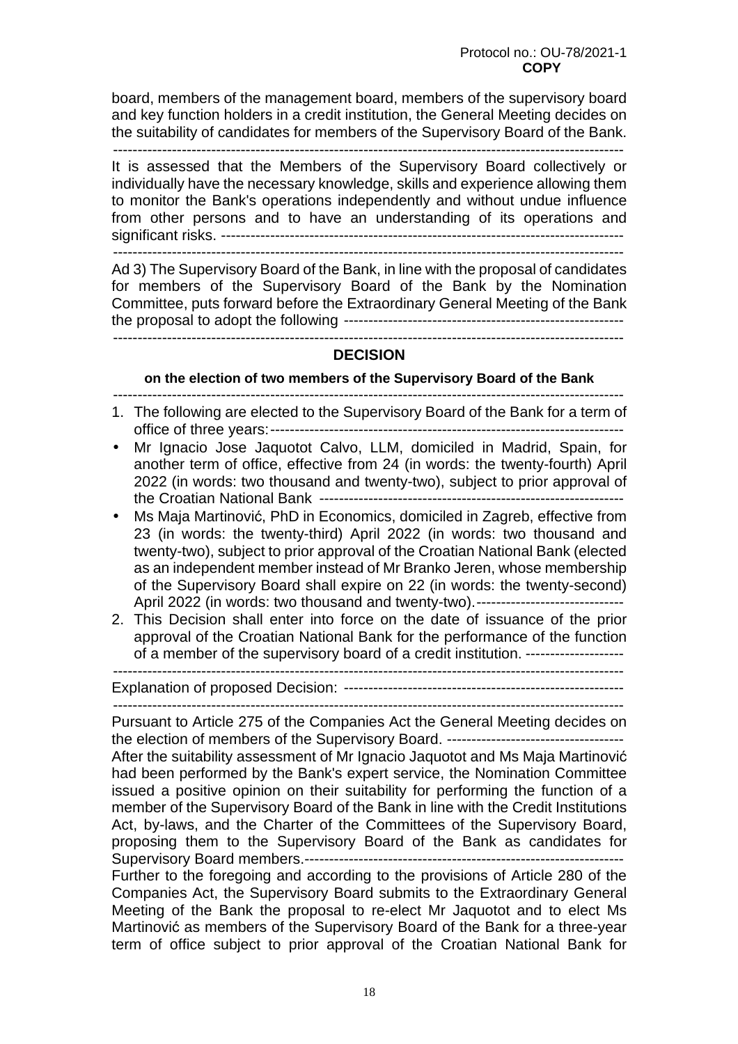Protocol no.: OU-78/2021-1
**COPY**

board, members of the management board, members of the supervisory board and key function holders in a credit institution, the General Meeting decides on the suitability of candidates for members of the Supervisory Board of the Bank.
----------------------------------------------------------------------------------------------------
It is assessed that the Members of the Supervisory Board collectively or individually have the necessary knowledge, skills and experience allowing them to monitor the Bank's operations independently and without undue influence from other persons and to have an understanding of its operations and significant risks. ---------------------------------------------------------------------------------
----------------------------------------------------------------------------------------------------
Ad 3) The Supervisory Board of the Bank, in line with the proposal of candidates for members of the Supervisory Board of the Bank by the Nomination Committee, puts forward before the Extraordinary General Meeting of the Bank the proposal to adopt the following --------------------------------------------------------
----------------------------------------------------------------------------------------------------

## DECISION

### on the election of two members of the Supervisory Board of the Bank

----------------------------------------------------------------------------------------------------

1. The following are elected to the Supervisory Board of the Bank for a term of office of three years:------------------------------------------------------------------------
   - Mr Ignacio Jose Jaquotot Calvo, LLM, domiciled in Madrid, Spain, for another term of office, effective from 24 (in words: the twenty-fourth) April 2022 (in words: two thousand and twenty-two), subject to prior approval of the Croatian National Bank --------------------------------------------------------------
   - Ms Maja Martinović, PhD in Economics, domiciled in Zagreb, effective from 23 (in words: the twenty-third) April 2022 (in words: two thousand and twenty-two), subject to prior approval of the Croatian National Bank (elected as an independent member instead of Mr Branko Jeren, whose membership of the Supervisory Board shall expire on 22 (in words: the twenty-second) April 2022 (in words: two thousand and twenty-two).------------------------------
2. This Decision shall enter into force on the date of issuance of the prior approval of the Croatian National Bank for the performance of the function of a member of the supervisory board of a credit institution. --------------------

----------------------------------------------------------------------------------------------------
Explanation of proposed Decision: ---------------------------------------------------------
----------------------------------------------------------------------------------------------------
Pursuant to Article 275 of the Companies Act the General Meeting decides on the election of members of the Supervisory Board. ------------------------------------
After the suitability assessment of Mr Ignacio Jaquotot and Ms Maja Martinović had been performed by the Bank's expert service, the Nomination Committee issued a positive opinion on their suitability for performing the function of a member of the Supervisory Board of the Bank in line with the Credit Institutions Act, by-laws, and the Charter of the Committees of the Supervisory Board, proposing them to the Supervisory Board of the Bank as candidates for Supervisory Board members.-----------------------------------------------------------------
Further to the foregoing and according to the provisions of Article 280 of the Companies Act, the Supervisory Board submits to the Extraordinary General Meeting of the Bank the proposal to re-elect Mr Jaquotot and to elect Ms Martinović as members of the Supervisory Board of the Bank for a three-year term of office subject to prior approval of the Croatian National Bank for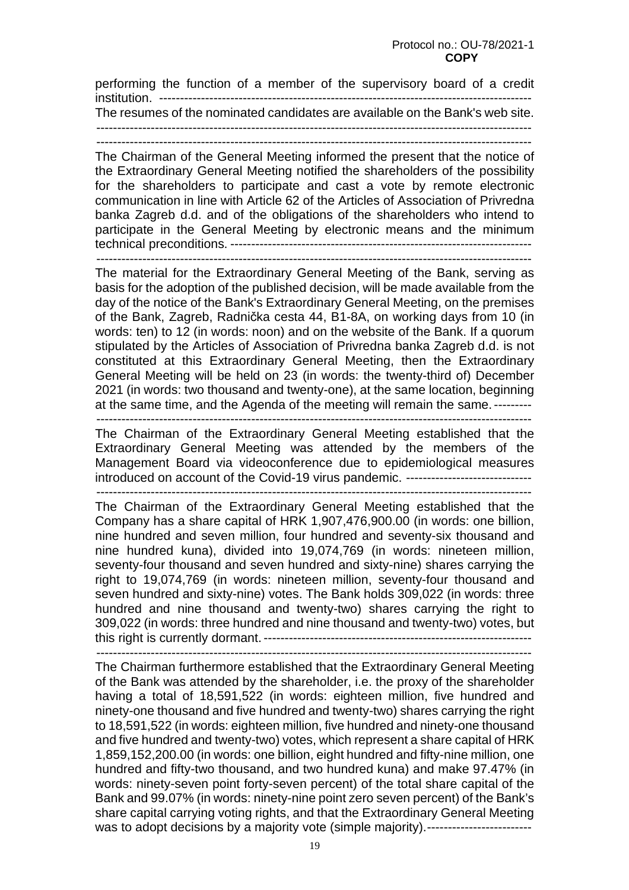performing the function of a member of the supervisory board of a credit institution. ------------------------------------------------------------------------------------------

The resumes of the nominated candidates are available on the Bank's web site. ----------------------------------------------------------------------------------------------------------

----------------------------------------------------------------------------------------------------------

The Chairman of the General Meeting informed the present that the notice of the Extraordinary General Meeting notified the shareholders of the possibility for the shareholders to participate and cast a vote by remote electronic communication in line with Article 62 of the Articles of Association of Privredna banka Zagreb d.d. and of the obligations of the shareholders who intend to participate in the General Meeting by electronic means and the minimum technical preconditions. ------------------------------------------------------------------------

----------------------------------------------------------------------------------------------------------

The material for the Extraordinary General Meeting of the Bank, serving as basis for the adoption of the published decision, will be made available from the day of the notice of the Bank's Extraordinary General Meeting, on the premises of the Bank, Zagreb, Radnička cesta 44, B1-8A, on working days from 10 (in words: ten) to 12 (in words: noon) and on the website of the Bank. If a quorum stipulated by the Articles of Association of Privredna banka Zagreb d.d. is not constituted at this Extraordinary General Meeting, then the Extraordinary General Meeting will be held on 23 (in words: the twenty-third of) December 2021 (in words: two thousand and twenty-one), at the same location, beginning at the same time, and the Agenda of the meeting will remain the same. ---------

----------------------------------------------------------------------------------------------------------

The Chairman of the Extraordinary General Meeting established that the Extraordinary General Meeting was attended by the members of the Management Board via videoconference due to epidemiological measures introduced on account of the Covid-19 virus pandemic. ------------------------------

----------------------------------------------------------------------------------------------------------

The Chairman of the Extraordinary General Meeting established that the Company has a share capital of HRK 1,907,476,900.00 (in words: one billion, nine hundred and seven million, four hundred and seventy-six thousand and nine hundred kuna), divided into 19,074,769 (in words: nineteen million, seventy-four thousand and seven hundred and sixty-nine) shares carrying the right to 19,074,769 (in words: nineteen million, seventy-four thousand and seven hundred and sixty-nine) votes. The Bank holds 309,022 (in words: three hundred and nine thousand and twenty-two) shares carrying the right to 309,022 (in words: three hundred and nine thousand and twenty-two) votes, but this right is currently dormant. -----------------------------------------------------------------

----------------------------------------------------------------------------------------------------------

The Chairman furthermore established that the Extraordinary General Meeting of the Bank was attended by the shareholder, i.e. the proxy of the shareholder having a total of 18,591,522 (in words: eighteen million, five hundred and ninety-one thousand and five hundred and twenty-two) shares carrying the right to 18,591,522 (in words: eighteen million, five hundred and ninety-one thousand and five hundred and twenty-two) votes, which represent a share capital of HRK 1,859,152,200.00 (in words: one billion, eight hundred and fifty-nine million, one hundred and fifty-two thousand, and two hundred kuna) and make 97.47% (in words: ninety-seven point forty-seven percent) of the total share capital of the Bank and 99.07% (in words: ninety-nine point zero seven percent) of the Bank's share capital carrying voting rights, and that the Extraordinary General Meeting was to adopt decisions by a majority vote (simple majority).-------------------------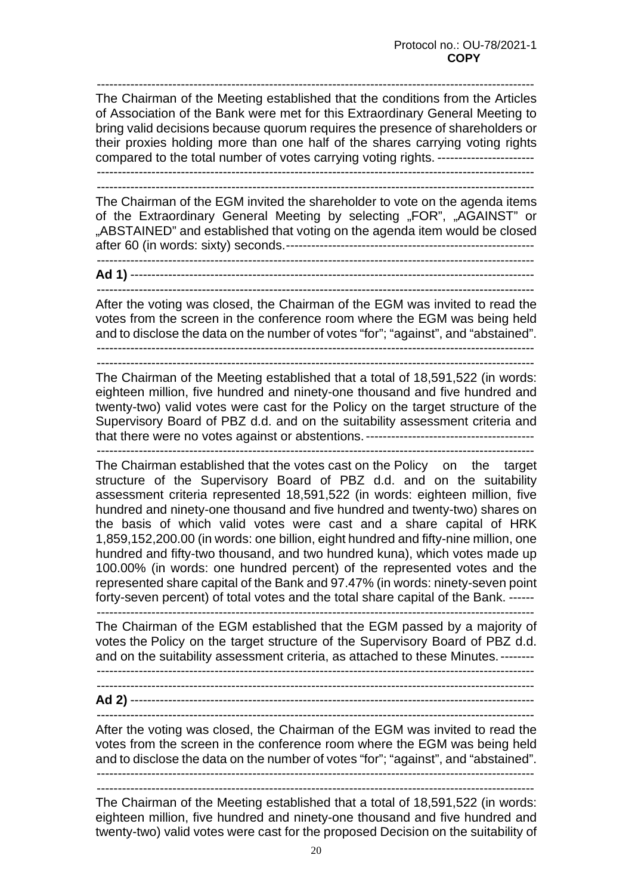The Chairman of the Meeting established that the conditions from the Articles of Association of the Bank were met for this Extraordinary General Meeting to bring valid decisions because quorum requires the presence of shareholders or their proxies holding more than one half of the shares carrying voting rights compared to the total number of votes carrying voting rights.

The Chairman of the EGM invited the shareholder to vote on the agenda items of the Extraordinary General Meeting by selecting „FOR", „AGAINST" or „ABSTAINED" and established that voting on the agenda item would be closed after 60 (in words: sixty) seconds.

**Ad 1)**

After the voting was closed, the Chairman of the EGM was invited to read the votes from the screen in the conference room where the EGM was being held and to disclose the data on the number of votes "for"; "against", and "abstained".

The Chairman of the Meeting established that a total of 18,591,522 (in words: eighteen million, five hundred and ninety-one thousand and five hundred and twenty-two) valid votes were cast for the Policy on the target structure of the Supervisory Board of PBZ d.d. and on the suitability assessment criteria and that there were no votes against or abstentions.

The Chairman established that the votes cast on the Policy on the target structure of the Supervisory Board of PBZ d.d. and on the suitability assessment criteria represented 18,591,522 (in words: eighteen million, five hundred and ninety-one thousand and five hundred and twenty-two) shares on the basis of which valid votes were cast and a share capital of HRK 1,859,152,200.00 (in words: one billion, eight hundred and fifty-nine million, one hundred and fifty-two thousand, and two hundred kuna), which votes made up 100.00% (in words: one hundred percent) of the represented votes and the represented share capital of the Bank and 97.47% (in words: ninety-seven point forty-seven percent) of total votes and the total share capital of the Bank.

The Chairman of the EGM established that the EGM passed by a majority of votes the Policy on the target structure of the Supervisory Board of PBZ d.d. and on the suitability assessment criteria, as attached to these Minutes.

**Ad 2)**

After the voting was closed, the Chairman of the EGM was invited to read the votes from the screen in the conference room where the EGM was being held and to disclose the data on the number of votes "for"; "against", and "abstained".

The Chairman of the Meeting established that a total of 18,591,522 (in words: eighteen million, five hundred and ninety-one thousand and five hundred and twenty-two) valid votes were cast for the proposed Decision on the suitability of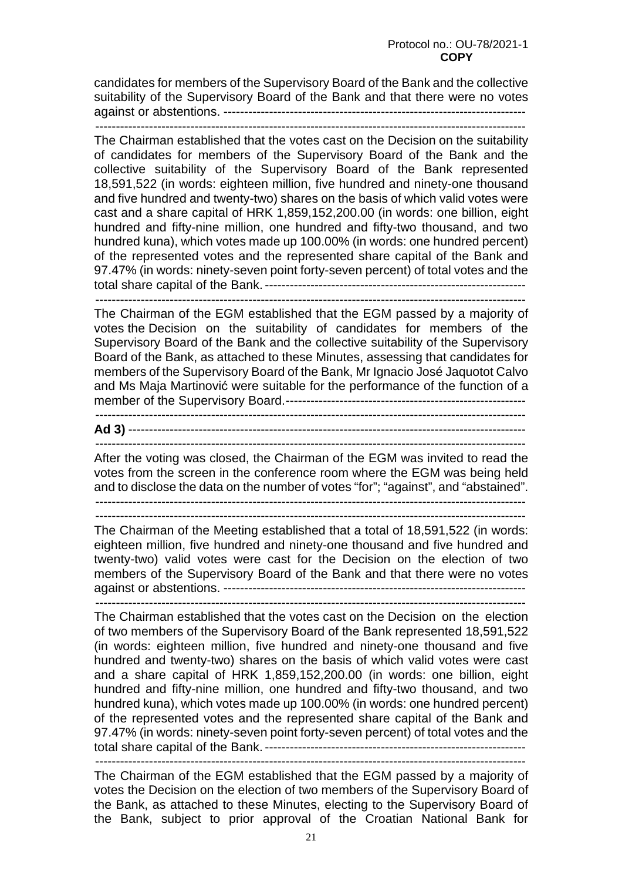candidates for members of the Supervisory Board of the Bank and the collective suitability of the Supervisory Board of the Bank and that there were no votes against or abstentions. --------------------------------------------------------------------------

----------------------------------------------------------------------------------------------------------

The Chairman established that the votes cast on the Decision on the suitability of candidates for members of the Supervisory Board of the Bank and the collective suitability of the Supervisory Board of the Bank represented 18,591,522 (in words: eighteen million, five hundred and ninety-one thousand and five hundred and twenty-two) shares on the basis of which valid votes were cast and a share capital of HRK 1,859,152,200.00 (in words: one billion, eight hundred and fifty-nine million, one hundred and fifty-two thousand, and two hundred kuna), which votes made up 100.00% (in words: one hundred percent) of the represented votes and the represented share capital of the Bank and 97.47% (in words: ninety-seven point forty-seven percent) of total votes and the total share capital of the Bank. ----------------------------------------------------------------

----------------------------------------------------------------------------------------------------------

The Chairman of the EGM established that the EGM passed by a majority of votes the Decision on the suitability of candidates for members of the Supervisory Board of the Bank and the collective suitability of the Supervisory Board of the Bank, as attached to these Minutes, assessing that candidates for members of the Supervisory Board of the Bank, Mr Ignacio José Jaquotot Calvo and Ms Maja Martinović were suitable for the performance of the function of a member of the Supervisory Board.----------------------------------------------------------

----------------------------------------------------------------------------------------------------------

**Ad 3)** ------------------------------------------------------------------------------------------------

----------------------------------------------------------------------------------------------------------

After the voting was closed, the Chairman of the EGM was invited to read the votes from the screen in the conference room where the EGM was being held and to disclose the data on the number of votes "for"; "against", and "abstained".

----------------------------------------------------------------------------------------------------------

----------------------------------------------------------------------------------------------------------

The Chairman of the Meeting established that a total of 18,591,522 (in words: eighteen million, five hundred and ninety-one thousand and five hundred and twenty-two) valid votes were cast for the Decision on the election of two members of the Supervisory Board of the Bank and that there were no votes against or abstentions. --------------------------------------------------------------------------

----------------------------------------------------------------------------------------------------------

The Chairman established that the votes cast on the Decision on the election of two members of the Supervisory Board of the Bank represented 18,591,522 (in words: eighteen million, five hundred and ninety-one thousand and five hundred and twenty-two) shares on the basis of which valid votes were cast and a share capital of HRK 1,859,152,200.00 (in words: one billion, eight hundred and fifty-nine million, one hundred and fifty-two thousand, and two hundred kuna), which votes made up 100.00% (in words: one hundred percent) of the represented votes and the represented share capital of the Bank and 97.47% (in words: ninety-seven point forty-seven percent) of total votes and the total share capital of the Bank. ----------------------------------------------------------------

----------------------------------------------------------------------------------------------------------

The Chairman of the EGM established that the EGM passed by a majority of votes the Decision on the election of two members of the Supervisory Board of the Bank, as attached to these Minutes, electing to the Supervisory Board of the Bank, subject to prior approval of the Croatian National Bank for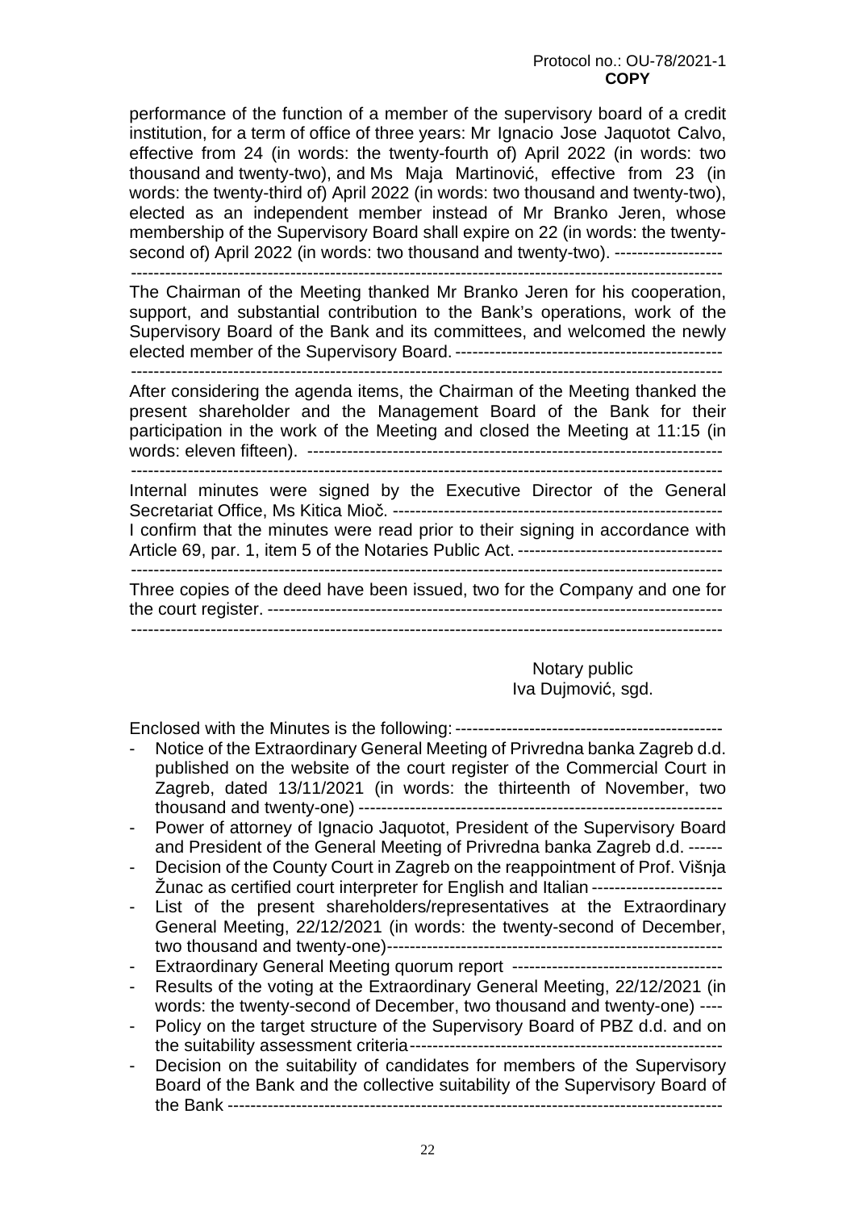Protocol no.: OU-78/2021-1
**COPY**

performance of the function of a member of the supervisory board of a credit institution, for a term of office of three years: Mr Ignacio Jose Jaquotot Calvo, effective from 24 (in words: the twenty-fourth of) April 2022 (in words: two thousand and twenty-two), and Ms Maja Martinović, effective from 23 (in words: the twenty-third of) April 2022 (in words: two thousand and twenty-two), elected as an independent member instead of Mr Branko Jeren, whose membership of the Supervisory Board shall expire on 22 (in words: the twenty-second of) April 2022 (in words: two thousand and twenty-two). -------------------

---------------------------------------------------------------------------------------------------------

The Chairman of the Meeting thanked Mr Branko Jeren for his cooperation, support, and substantial contribution to the Bank's operations, work of the Supervisory Board of the Bank and its committees, and welcomed the newly elected member of the Supervisory Board. -----------------------------------------------

---------------------------------------------------------------------------------------------------------

After considering the agenda items, the Chairman of the Meeting thanked the present shareholder and the Management Board of the Bank for their participation in the work of the Meeting and closed the Meeting at 11:15 (in words: eleven fifteen). -------------------------------------------------------------------------

---------------------------------------------------------------------------------------------------------

Internal minutes were signed by the Executive Director of the General Secretariat Office, Ms Kitica Mioč. ---------------------------------------------------------

I confirm that the minutes were read prior to their signing in accordance with Article 69, par. 1, item 5 of the Notaries Public Act. ------------------------------------

---------------------------------------------------------------------------------------------------------

Three copies of the deed have been issued, two for the Company and one for the court register. ---------------------------------------------------------------------------------

---------------------------------------------------------------------------------------------------------

Notary public
Iva Dujmović, sgd.

Enclosed with the Minutes is the following: -----------------------------------------------

- Notice of the Extraordinary General Meeting of Privredna banka Zagreb d.d. published on the website of the court register of the Commercial Court in Zagreb, dated 13/11/2021 (in words: the thirteenth of November, two thousand and twenty-one) ----------------------------------------------------------------
- Power of attorney of Ignacio Jaquotot, President of the Supervisory Board and President of the General Meeting of Privredna banka Zagreb d.d. ------
- Decision of the County Court in Zagreb on the reappointment of Prof. Višnja Žunac as certified court interpreter for English and Italian -----------------------
- List of the present shareholders/representatives at the Extraordinary General Meeting, 22/12/2021 (in words: the twenty-second of December, two thousand and twenty-one)------------------------------------------------------------
- Extraordinary General Meeting quorum report -------------------------------------
- Results of the voting at the Extraordinary General Meeting, 22/12/2021 (in words: the twenty-second of December, two thousand and twenty-one) ----
- Policy on the target structure of the Supervisory Board of PBZ d.d. and on the suitability assessment criteria--------------------------------------------------------
- Decision on the suitability of candidates for members of the Supervisory Board of the Bank and the collective suitability of the Supervisory Board of the Bank -----------------------------------------------------------------------------------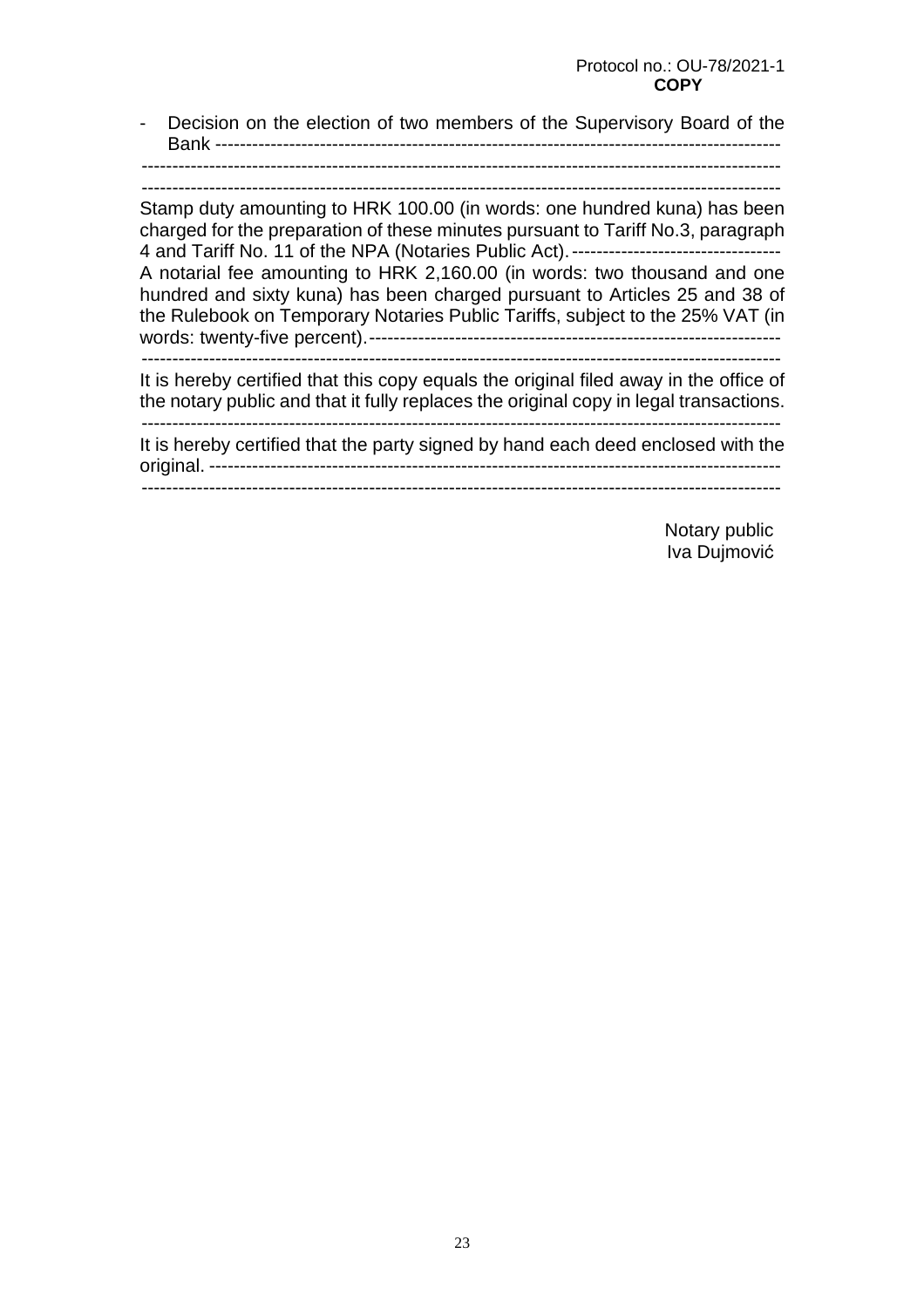Protocol no.: OU-78/2021-1
**COPY**

- Decision on the election of two members of the Supervisory Board of the Bank ------------------------------------------------------------------------------------------

-----------------------------------------------------------------------------------------------------

-----------------------------------------------------------------------------------------------------

Stamp duty amounting to HRK 100.00 (in words: one hundred kuna) has been charged for the preparation of these minutes pursuant to Tariff No.3, paragraph 4 and Tariff No. 11 of the NPA (Notaries Public Act). ----------------------------------
A notarial fee amounting to HRK 2,160.00 (in words: two thousand and one hundred and sixty kuna) has been charged pursuant to Articles 25 and 38 of the Rulebook on Temporary Notaries Public Tariffs, subject to the 25% VAT (in words: twenty-five percent).-------------------------------------------------------------------

-----------------------------------------------------------------------------------------------------

It is hereby certified that this copy equals the original filed away in the office of the notary public and that it fully replaces the original copy in legal transactions.

-----------------------------------------------------------------------------------------------------

It is hereby certified that the party signed by hand each deed enclosed with the original. ------------------------------------------------------------------------------------------

-----------------------------------------------------------------------------------------------------

Notary public
Iva Dujmović